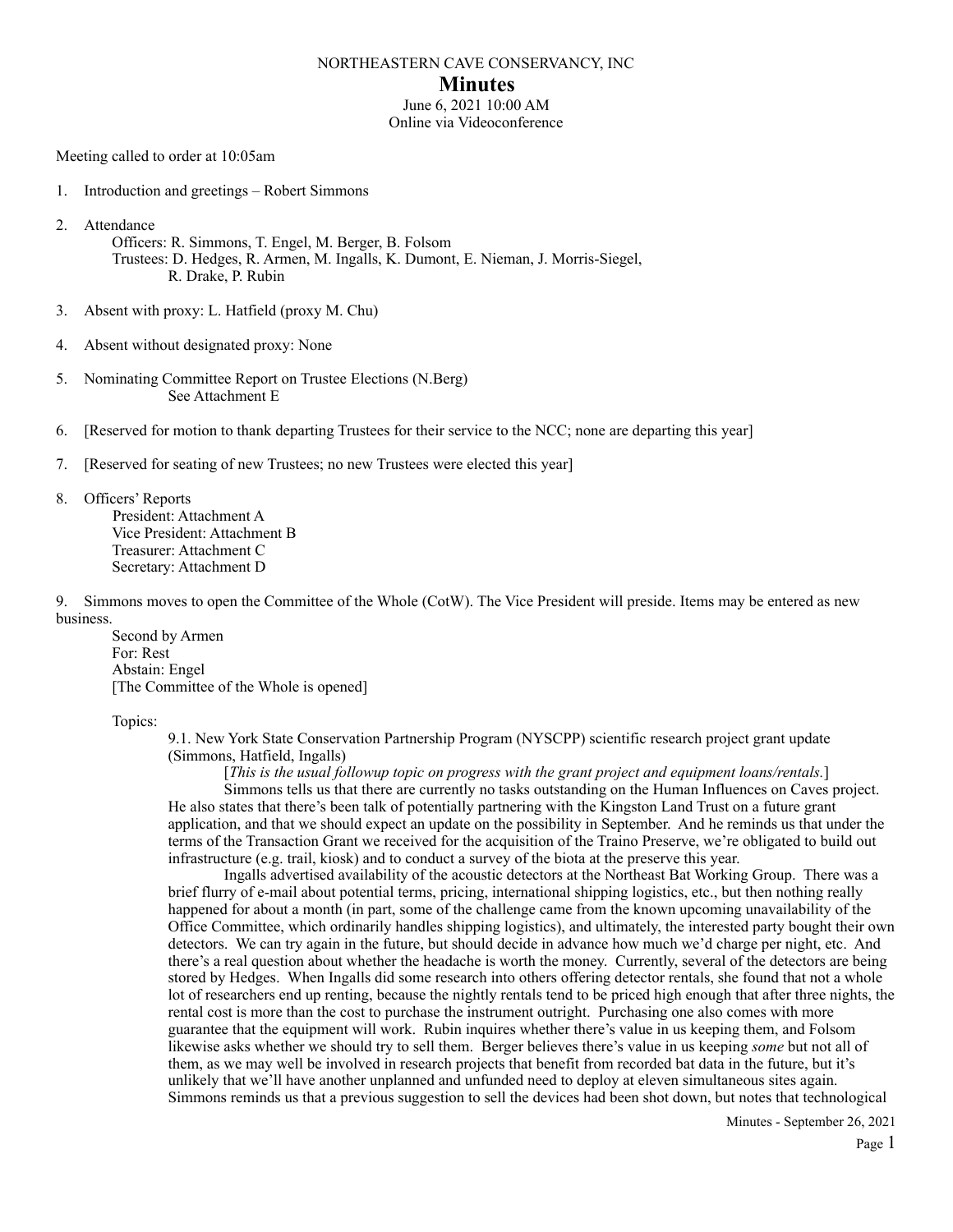NORTHEASTERN CAVE CONSERVANCY, INC

# Minutes

June 6, 2021 10:00 AM
Online via Videoconference

Meeting called to order at 10:05am

1. Introduction and greetings – Robert Simmons

2. Attendance
   Officers: R. Simmons, T. Engel, M. Berger, B. Folsom
   Trustees: D. Hedges, R. Armen, M. Ingalls, K. Dumont, E. Nieman, J. Morris-Siegel, R. Drake, P. Rubin

3. Absent with proxy: L. Hatfield (proxy M. Chu)

4. Absent without designated proxy: None

5. Nominating Committee Report on Trustee Elections (N.Berg)
   See Attachment E

6. [Reserved for motion to thank departing Trustees for their service to the NCC; none are departing this year]

7. [Reserved for seating of new Trustees; no new Trustees were elected this year]

8. Officers' Reports
   President: Attachment A
   Vice President: Attachment B
   Treasurer: Attachment C
   Secretary: Attachment D

9. Simmons moves to open the Committee of the Whole (CotW). The Vice President will preside. Items may be entered as new business.
   Second by Armen
   For: Rest
   Abstain: Engel
   [The Committee of the Whole is opened]

   Topics:

   9.1. New York State Conservation Partnership Program (NYSCPP) scientific research project grant update (Simmons, Hatfield, Ingalls)

   [*This is the usual followup topic on progress with the grant project and equipment loans/rentals.*]

   Simmons tells us that there are currently no tasks outstanding on the Human Influences on Caves project. He also states that there's been talk of potentially partnering with the Kingston Land Trust on a future grant application, and that we should expect an update on the possibility in September. And he reminds us that under the terms of the Transaction Grant we received for the acquisition of the Traino Preserve, we're obligated to build out infrastructure (e.g. trail, kiosk) and to conduct a survey of the biota at the preserve this year.

   Ingalls advertised availability of the acoustic detectors at the Northeast Bat Working Group. There was a brief flurry of e-mail about potential terms, pricing, international shipping logistics, etc., but then nothing really happened for about a month (in part, some of the challenge came from the known upcoming unavailability of the Office Committee, which ordinarily handles shipping logistics), and ultimately, the interested party bought their own detectors. We can try again in the future, but should decide in advance how much we'd charge per night, etc. And there's a real question about whether the headache is worth the money. Currently, several of the detectors are being stored by Hedges. When Ingalls did some research into others offering detector rentals, she found that not a whole lot of researchers end up renting, because the nightly rentals tend to be priced high enough that after three nights, the rental cost is more than the cost to purchase the instrument outright. Purchasing one also comes with more guarantee that the equipment will work. Rubin inquires whether there's value in us keeping them, and Folsom likewise asks whether we should try to sell them. Berger believes there's value in us keeping *some* but not all of them, as we may well be involved in research projects that benefit from recorded bat data in the future, but it's unlikely that we'll have another unplanned and unfunded need to deploy at eleven simultaneous sites again. Simmons reminds us that a previous suggestion to sell the devices had been shot down, but notes that technological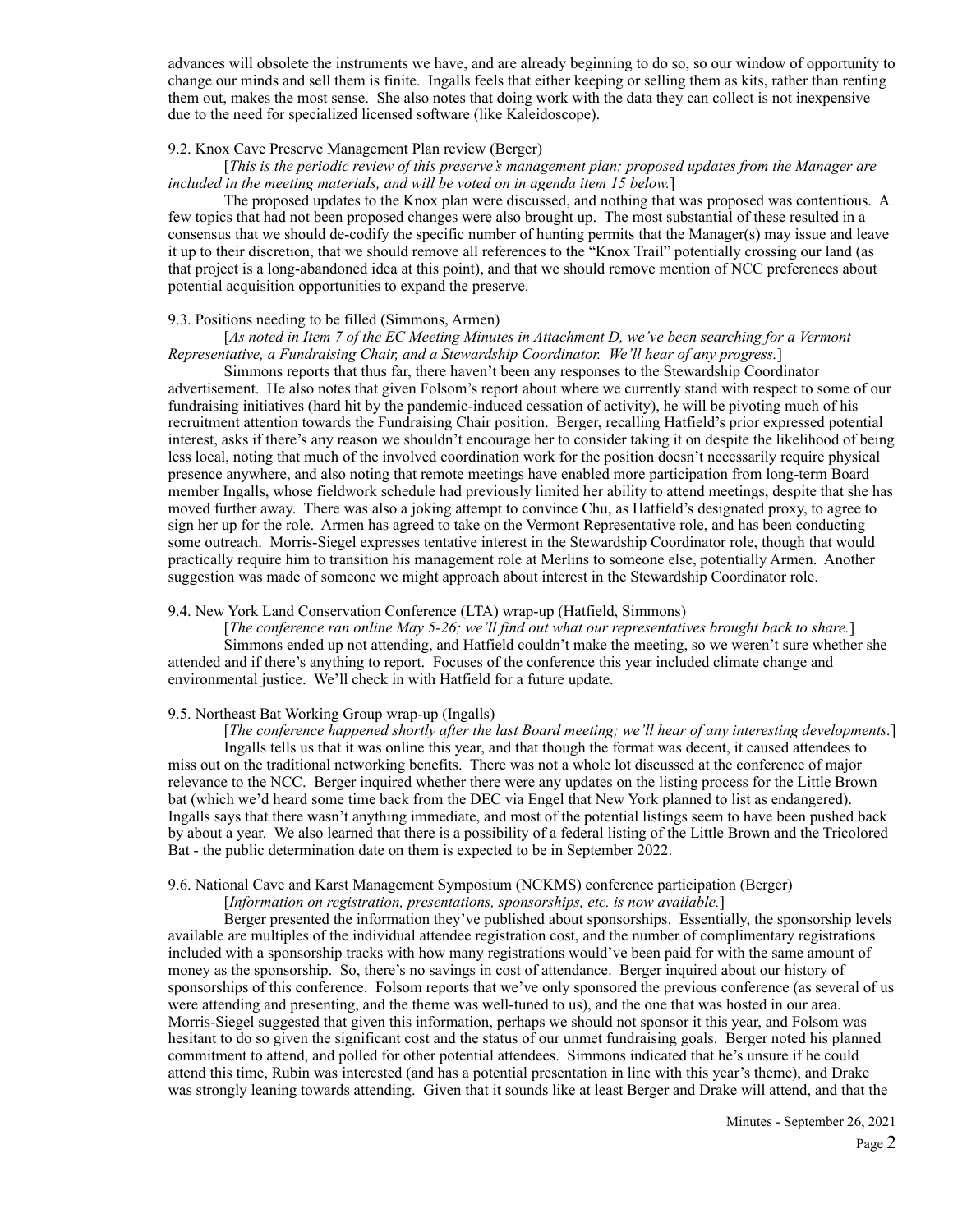advances will obsolete the instruments we have, and are already beginning to do so, so our window of opportunity to change our minds and sell them is finite. Ingalls feels that either keeping or selling them as kits, rather than renting them out, makes the most sense. She also notes that doing work with the data they can collect is not inexpensive due to the need for specialized licensed software (like Kaleidoscope).

9.2. Knox Cave Preserve Management Plan review (Berger)

[*This is the periodic review of this preserve's management plan; proposed updates from the Manager are included in the meeting materials, and will be voted on in agenda item 15 below.*]

The proposed updates to the Knox plan were discussed, and nothing that was proposed was contentious. A few topics that had not been proposed changes were also brought up. The most substantial of these resulted in a consensus that we should de-codify the specific number of hunting permits that the Manager(s) may issue and leave it up to their discretion, that we should remove all references to the "Knox Trail" potentially crossing our land (as that project is a long-abandoned idea at this point), and that we should remove mention of NCC preferences about potential acquisition opportunities to expand the preserve.

9.3. Positions needing to be filled (Simmons, Armen)

[*As noted in Item 7 of the EC Meeting Minutes in Attachment D, we've been searching for a Vermont Representative, a Fundraising Chair, and a Stewardship Coordinator. We'll hear of any progress.*]

Simmons reports that thus far, there haven't been any responses to the Stewardship Coordinator advertisement. He also notes that given Folsom's report about where we currently stand with respect to some of our fundraising initiatives (hard hit by the pandemic-induced cessation of activity), he will be pivoting much of his recruitment attention towards the Fundraising Chair position. Berger, recalling Hatfield's prior expressed potential interest, asks if there's any reason we shouldn't encourage her to consider taking it on despite the likelihood of being less local, noting that much of the involved coordination work for the position doesn't necessarily require physical presence anywhere, and also noting that remote meetings have enabled more participation from long-term Board member Ingalls, whose fieldwork schedule had previously limited her ability to attend meetings, despite that she has moved further away. There was also a joking attempt to convince Chu, as Hatfield's designated proxy, to agree to sign her up for the role. Armen has agreed to take on the Vermont Representative role, and has been conducting some outreach. Morris-Siegel expresses tentative interest in the Stewardship Coordinator role, though that would practically require him to transition his management role at Merlins to someone else, potentially Armen. Another suggestion was made of someone we might approach about interest in the Stewardship Coordinator role.

9.4. New York Land Conservation Conference (LTA) wrap-up (Hatfield, Simmons)

[*The conference ran online May 5-26; we'll find out what our representatives brought back to share.*]

Simmons ended up not attending, and Hatfield couldn't make the meeting, so we weren't sure whether she attended and if there's anything to report. Focuses of the conference this year included climate change and environmental justice. We'll check in with Hatfield for a future update.

9.5. Northeast Bat Working Group wrap-up (Ingalls)

[*The conference happened shortly after the last Board meeting; we'll hear of any interesting developments.*]

Ingalls tells us that it was online this year, and that though the format was decent, it caused attendees to miss out on the traditional networking benefits. There was not a whole lot discussed at the conference of major relevance to the NCC. Berger inquired whether there were any updates on the listing process for the Little Brown bat (which we'd heard some time back from the DEC via Engel that New York planned to list as endangered). Ingalls says that there wasn't anything immediate, and most of the potential listings seem to have been pushed back by about a year. We also learned that there is a possibility of a federal listing of the Little Brown and the Tricolored Bat - the public determination date on them is expected to be in September 2022.

9.6. National Cave and Karst Management Symposium (NCKMS) conference participation (Berger)

[*Information on registration, presentations, sponsorships, etc. is now available.*]

Berger presented the information they've published about sponsorships. Essentially, the sponsorship levels available are multiples of the individual attendee registration cost, and the number of complimentary registrations included with a sponsorship tracks with how many registrations would've been paid for with the same amount of money as the sponsorship. So, there's no savings in cost of attendance. Berger inquired about our history of sponsorships of this conference. Folsom reports that we've only sponsored the previous conference (as several of us were attending and presenting, and the theme was well-tuned to us), and the one that was hosted in our area. Morris-Siegel suggested that given this information, perhaps we should not sponsor it this year, and Folsom was hesitant to do so given the significant cost and the status of our unmet fundraising goals. Berger noted his planned commitment to attend, and polled for other potential attendees. Simmons indicated that he's unsure if he could attend this time, Rubin was interested (and has a potential presentation in line with this year's theme), and Drake was strongly leaning towards attending. Given that it sounds like at least Berger and Drake will attend, and that the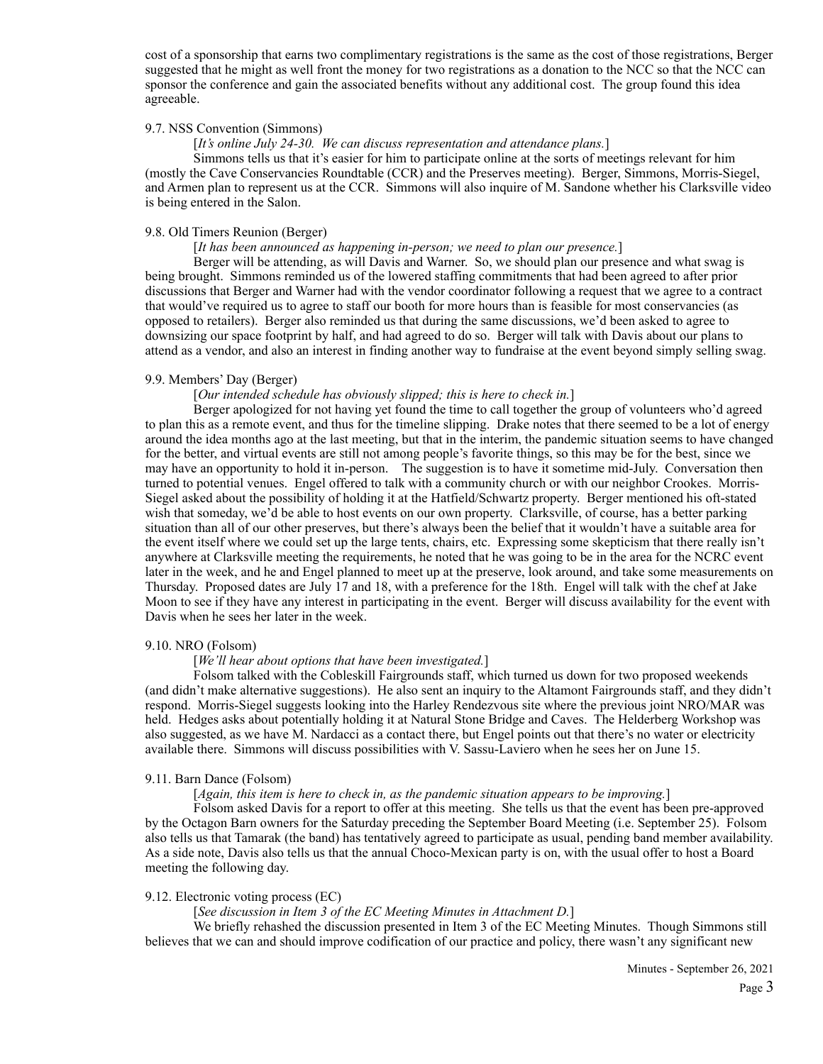cost of a sponsorship that earns two complimentary registrations is the same as the cost of those registrations, Berger suggested that he might as well front the money for two registrations as a donation to the NCC so that the NCC can sponsor the conference and gain the associated benefits without any additional cost. The group found this idea agreeable.

### 9.7. NSS Convention (Simmons)

[*It's online July 24-30. We can discuss representation and attendance plans.*]

Simmons tells us that it's easier for him to participate online at the sorts of meetings relevant for him (mostly the Cave Conservancies Roundtable (CCR) and the Preserves meeting). Berger, Simmons, Morris-Siegel, and Armen plan to represent us at the CCR. Simmons will also inquire of M. Sandone whether his Clarksville video is being entered in the Salon.

### 9.8. Old Timers Reunion (Berger)

[*It has been announced as happening in-person; we need to plan our presence.*]

Berger will be attending, as will Davis and Warner. So, we should plan our presence and what swag is being brought. Simmons reminded us of the lowered staffing commitments that had been agreed to after prior discussions that Berger and Warner had with the vendor coordinator following a request that we agree to a contract that would've required us to agree to staff our booth for more hours than is feasible for most conservancies (as opposed to retailers). Berger also reminded us that during the same discussions, we'd been asked to agree to downsizing our space footprint by half, and had agreed to do so. Berger will talk with Davis about our plans to attend as a vendor, and also an interest in finding another way to fundraise at the event beyond simply selling swag.

### 9.9. Members' Day (Berger)

[*Our intended schedule has obviously slipped; this is here to check in.*]

Berger apologized for not having yet found the time to call together the group of volunteers who'd agreed to plan this as a remote event, and thus for the timeline slipping. Drake notes that there seemed to be a lot of energy around the idea months ago at the last meeting, but that in the interim, the pandemic situation seems to have changed for the better, and virtual events are still not among people's favorite things, so this may be for the best, since we may have an opportunity to hold it in-person. The suggestion is to have it sometime mid-July. Conversation then turned to potential venues. Engel offered to talk with a community church or with our neighbor Crookes. Morris-Siegel asked about the possibility of holding it at the Hatfield/Schwartz property. Berger mentioned his oft-stated wish that someday, we'd be able to host events on our own property. Clarksville, of course, has a better parking situation than all of our other preserves, but there's always been the belief that it wouldn't have a suitable area for the event itself where we could set up the large tents, chairs, etc. Expressing some skepticism that there really isn't anywhere at Clarksville meeting the requirements, he noted that he was going to be in the area for the NCRC event later in the week, and he and Engel planned to meet up at the preserve, look around, and take some measurements on Thursday. Proposed dates are July 17 and 18, with a preference for the 18th. Engel will talk with the chef at Jake Moon to see if they have any interest in participating in the event. Berger will discuss availability for the event with Davis when he sees her later in the week.

### 9.10. NRO (Folsom)

[*We'll hear about options that have been investigated.*]

Folsom talked with the Cobleskill Fairgrounds staff, which turned us down for two proposed weekends (and didn't make alternative suggestions). He also sent an inquiry to the Altamont Fairgrounds staff, and they didn't respond. Morris-Siegel suggests looking into the Harley Rendezvous site where the previous joint NRO/MAR was held. Hedges asks about potentially holding it at Natural Stone Bridge and Caves. The Helderberg Workshop was also suggested, as we have M. Nardacci as a contact there, but Engel points out that there's no water or electricity available there. Simmons will discuss possibilities with V. Sassu-Laviero when he sees her on June 15.

### 9.11. Barn Dance (Folsom)

[*Again, this item is here to check in, as the pandemic situation appears to be improving.*]

Folsom asked Davis for a report to offer at this meeting. She tells us that the event has been pre-approved by the Octagon Barn owners for the Saturday preceding the September Board Meeting (i.e. September 25). Folsom also tells us that Tamarak (the band) has tentatively agreed to participate as usual, pending band member availability. As a side note, Davis also tells us that the annual Choco-Mexican party is on, with the usual offer to host a Board meeting the following day.

### 9.12. Electronic voting process (EC)

[*See discussion in Item 3 of the EC Meeting Minutes in Attachment D.*]

We briefly rehashed the discussion presented in Item 3 of the EC Meeting Minutes. Though Simmons still believes that we can and should improve codification of our practice and policy, there wasn't any significant new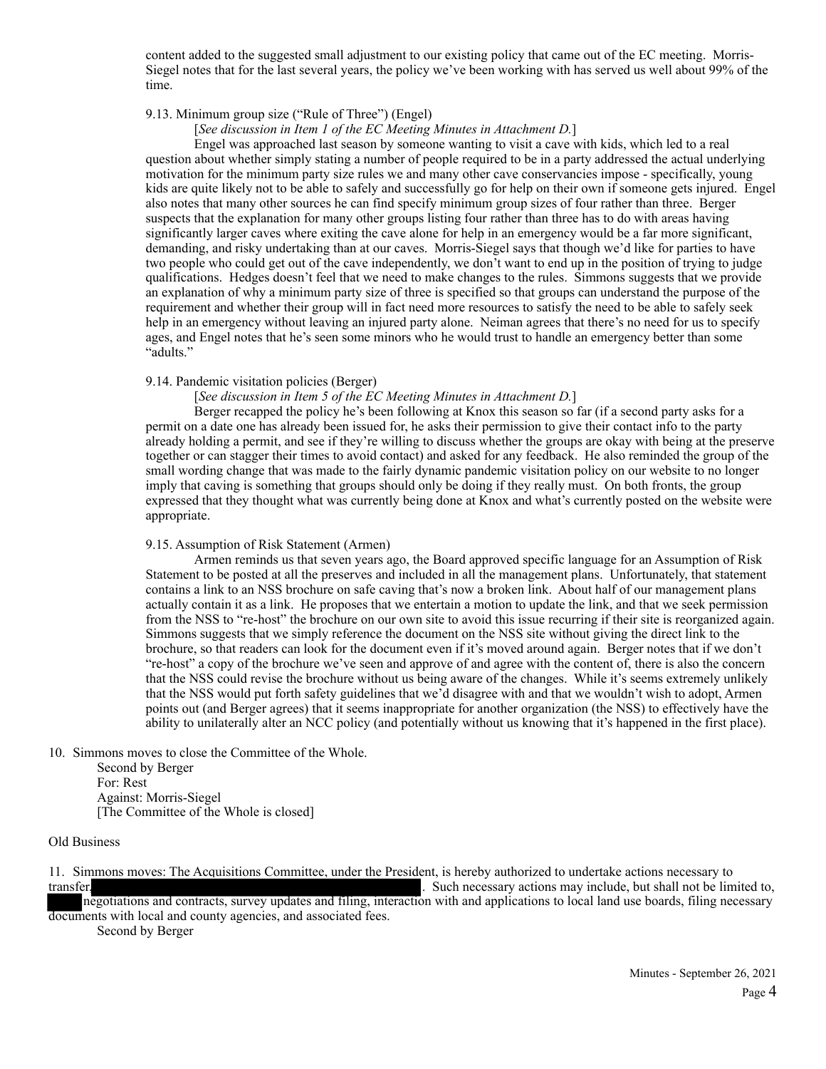content added to the suggested small adjustment to our existing policy that came out of the EC meeting. Morris-Siegel notes that for the last several years, the policy we've been working with has served us well about 99% of the time.

9.13. Minimum group size ("Rule of Three") (Engel)

[*See discussion in Item 1 of the EC Meeting Minutes in Attachment D.*]

Engel was approached last season by someone wanting to visit a cave with kids, which led to a real question about whether simply stating a number of people required to be in a party addressed the actual underlying motivation for the minimum party size rules we and many other cave conservancies impose - specifically, young kids are quite likely not to be able to safely and successfully go for help on their own if someone gets injured. Engel also notes that many other sources he can find specify minimum group sizes of four rather than three. Berger suspects that the explanation for many other groups listing four rather than three has to do with areas having significantly larger caves where exiting the cave alone for help in an emergency would be a far more significant, demanding, and risky undertaking than at our caves. Morris-Siegel says that though we'd like for parties to have two people who could get out of the cave independently, we don't want to end up in the position of trying to judge qualifications. Hedges doesn't feel that we need to make changes to the rules. Simmons suggests that we provide an explanation of why a minimum party size of three is specified so that groups can understand the purpose of the requirement and whether their group will in fact need more resources to satisfy the need to be able to safely seek help in an emergency without leaving an injured party alone. Neiman agrees that there's no need for us to specify ages, and Engel notes that he's seen some minors who he would trust to handle an emergency better than some "adults."

9.14. Pandemic visitation policies (Berger)

[*See discussion in Item 5 of the EC Meeting Minutes in Attachment D.*]

Berger recapped the policy he's been following at Knox this season so far (if a second party asks for a permit on a date one has already been issued for, he asks their permission to give their contact info to the party already holding a permit, and see if they're willing to discuss whether the groups are okay with being at the preserve together or can stagger their times to avoid contact) and asked for any feedback. He also reminded the group of the small wording change that was made to the fairly dynamic pandemic visitation policy on our website to no longer imply that caving is something that groups should only be doing if they really must. On both fronts, the group expressed that they thought what was currently being done at Knox and what's currently posted on the website were appropriate.

9.15. Assumption of Risk Statement (Armen)

Armen reminds us that seven years ago, the Board approved specific language for an Assumption of Risk Statement to be posted at all the preserves and included in all the management plans. Unfortunately, that statement contains a link to an NSS brochure on safe caving that's now a broken link. About half of our management plans actually contain it as a link. He proposes that we entertain a motion to update the link, and that we seek permission from the NSS to "re-host" the brochure on our own site to avoid this issue recurring if their site is reorganized again. Simmons suggests that we simply reference the document on the NSS site without giving the direct link to the brochure, so that readers can look for the document even if it's moved around again. Berger notes that if we don't "re-host" a copy of the brochure we've seen and approve of and agree with the content of, there is also the concern that the NSS could revise the brochure without us being aware of the changes. While it's seems extremely unlikely that the NSS would put forth safety guidelines that we'd disagree with and that we wouldn't wish to adopt, Armen points out (and Berger agrees) that it seems inappropriate for another organization (the NSS) to effectively have the ability to unilaterally alter an NCC policy (and potentially without us knowing that it's happened in the first place).

10. Simmons moves to close the Committee of the Whole.

    Second by Berger

    For: Rest

    Against: Morris-Siegel

    [The Committee of the Whole is closed]

Old Business

11. Simmons moves: The Acquisitions Committee, under the President, is hereby authorized to undertake actions necessary to transfer [REDACTED]. Such necessary actions may include, but shall not be limited to, [REDACTED] negotiations and contracts, survey updates and filing, interaction with and applications to local land use boards, filing necessary documents with local and county agencies, and associated fees.

    Second by Berger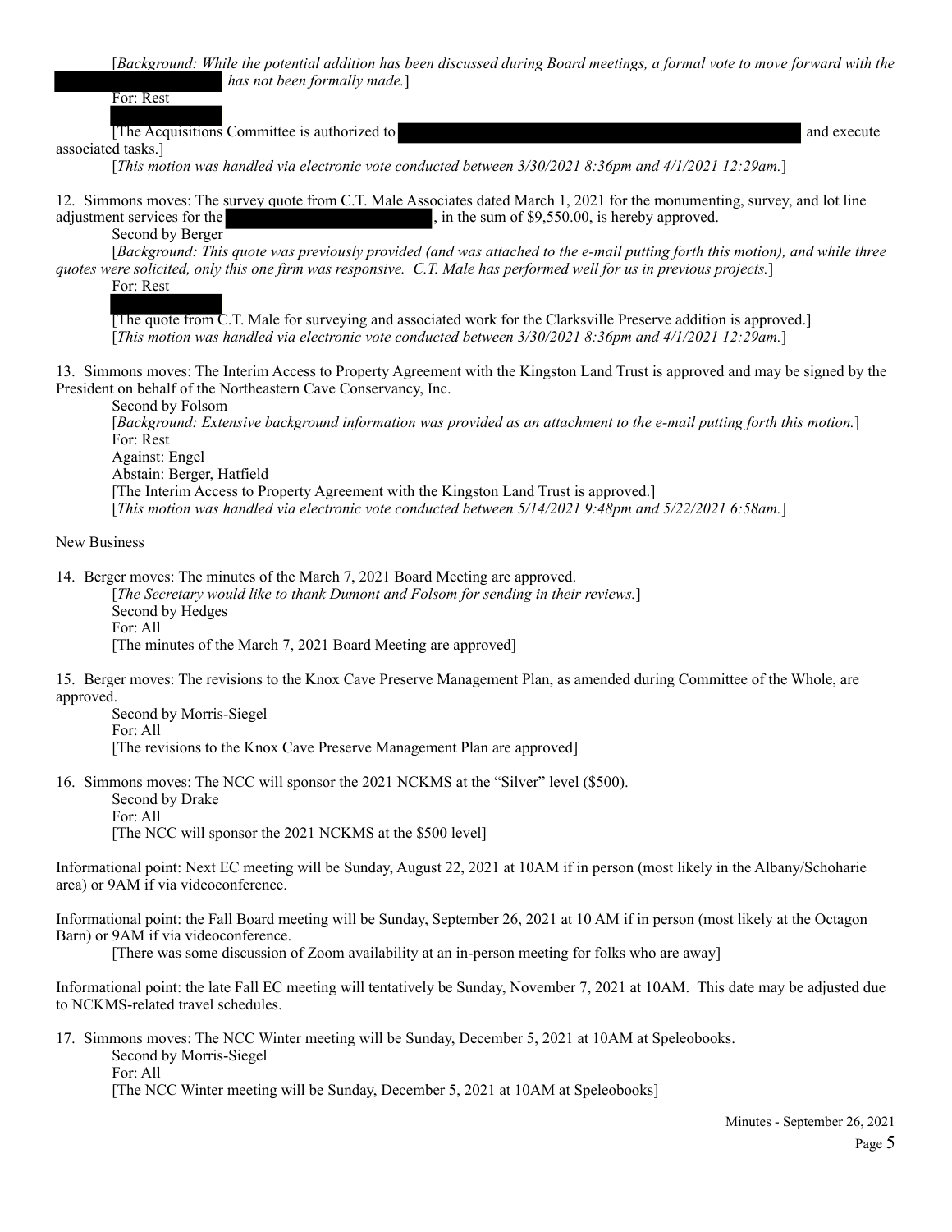[*Background: While the potential addition has been discussed during Board meetings, a formal vote to move forward with the has not been formally made.*]

For: Rest

[The Acquisitions Committee is authorized to and execute associated tasks.]

[*This motion was handled via electronic vote conducted between 3/30/2021 8:36pm and 4/1/2021 12:29am.*]

12. Simmons moves: The survey quote from C.T. Male Associates dated March 1, 2021 for the monumenting, survey, and lot line adjustment services for the , in the sum of $9,550.00, is hereby approved.

    Second by Berger

    [*Background: This quote was previously provided (and was attached to the e-mail putting forth this motion), and while three quotes were solicited, only this one firm was responsive. C.T. Male has performed well for us in previous projects.*]

    For: Rest

    [The quote from C.T. Male for surveying and associated work for the Clarksville Preserve addition is approved.]

    [*This motion was handled via electronic vote conducted between 3/30/2021 8:36pm and 4/1/2021 12:29am.*]

13. Simmons moves: The Interim Access to Property Agreement with the Kingston Land Trust is approved and may be signed by the President on behalf of the Northeastern Cave Conservancy, Inc.

    Second by Folsom

    [*Background: Extensive background information was provided as an attachment to the e-mail putting forth this motion.*]

    For: Rest

    Against: Engel

    Abstain: Berger, Hatfield

    [The Interim Access to Property Agreement with the Kingston Land Trust is approved.]

    [*This motion was handled via electronic vote conducted between 5/14/2021 9:48pm and 5/22/2021 6:58am.*]

New Business

14. Berger moves: The minutes of the March 7, 2021 Board Meeting are approved.

    [*The Secretary would like to thank Dumont and Folsom for sending in their reviews.*]

    Second by Hedges

    For: All

    [The minutes of the March 7, 2021 Board Meeting are approved]

15. Berger moves: The revisions to the Knox Cave Preserve Management Plan, as amended during Committee of the Whole, are approved.

    Second by Morris-Siegel

    For: All

    [The revisions to the Knox Cave Preserve Management Plan are approved]

16. Simmons moves: The NCC will sponsor the 2021 NCKMS at the "Silver" level ($500).

    Second by Drake

    For: All

    [The NCC will sponsor the 2021 NCKMS at the $500 level]

Informational point: Next EC meeting will be Sunday, August 22, 2021 at 10AM if in person (most likely in the Albany/Schoharie area) or 9AM if via videoconference.

Informational point: the Fall Board meeting will be Sunday, September 26, 2021 at 10 AM if in person (most likely at the Octagon Barn) or 9AM if via videoconference.

[There was some discussion of Zoom availability at an in-person meeting for folks who are away]

Informational point: the late Fall EC meeting will tentatively be Sunday, November 7, 2021 at 10AM. This date may be adjusted due to NCKMS-related travel schedules.

17. Simmons moves: The NCC Winter meeting will be Sunday, December 5, 2021 at 10AM at Speleobooks.

    Second by Morris-Siegel

    For: All

    [The NCC Winter meeting will be Sunday, December 5, 2021 at 10AM at Speleobooks]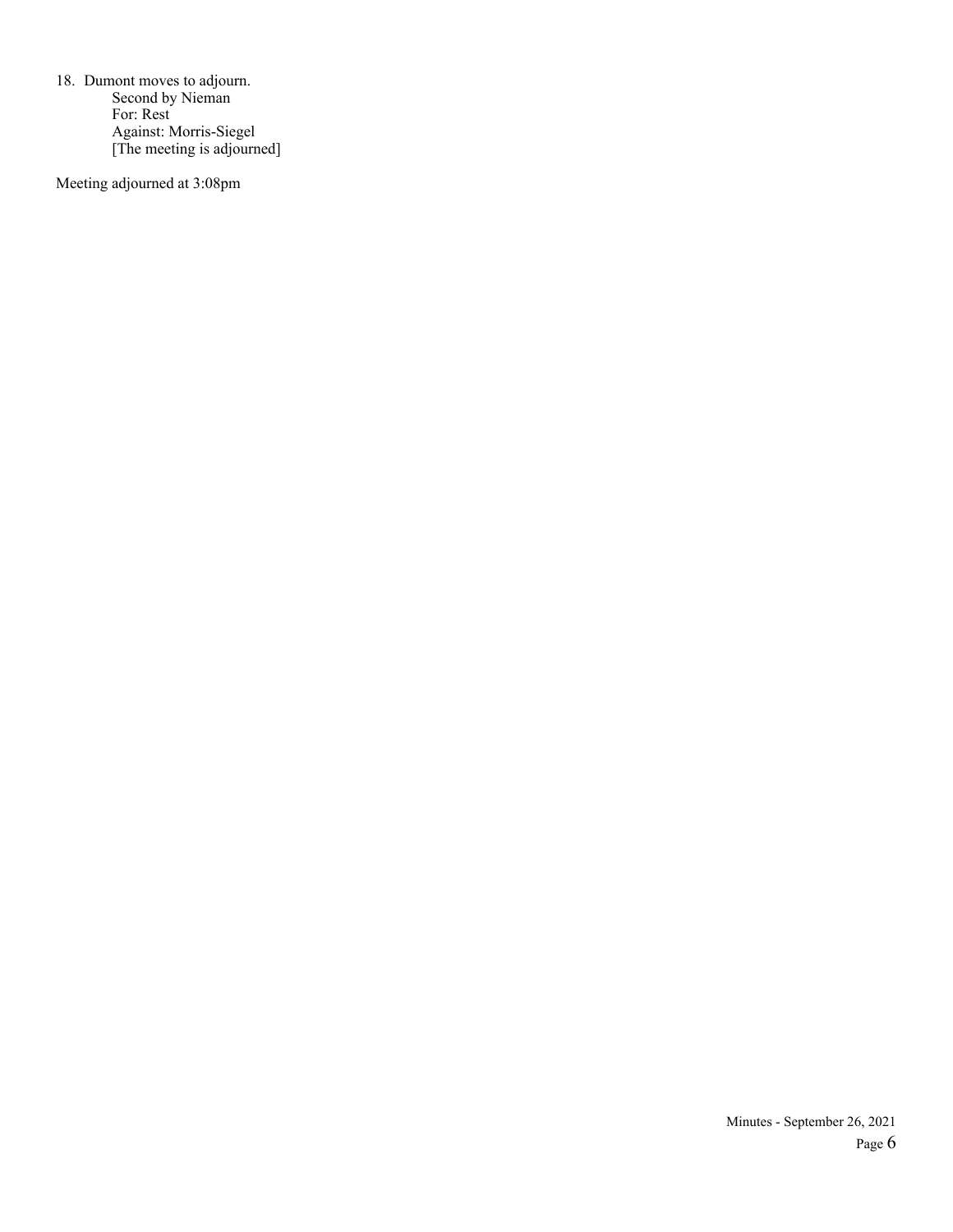18. Dumont moves to adjourn.
    Second by Nieman
    For: Rest
    Against: Morris-Siegel
    [The meeting is adjourned]

Meeting adjourned at 3:08pm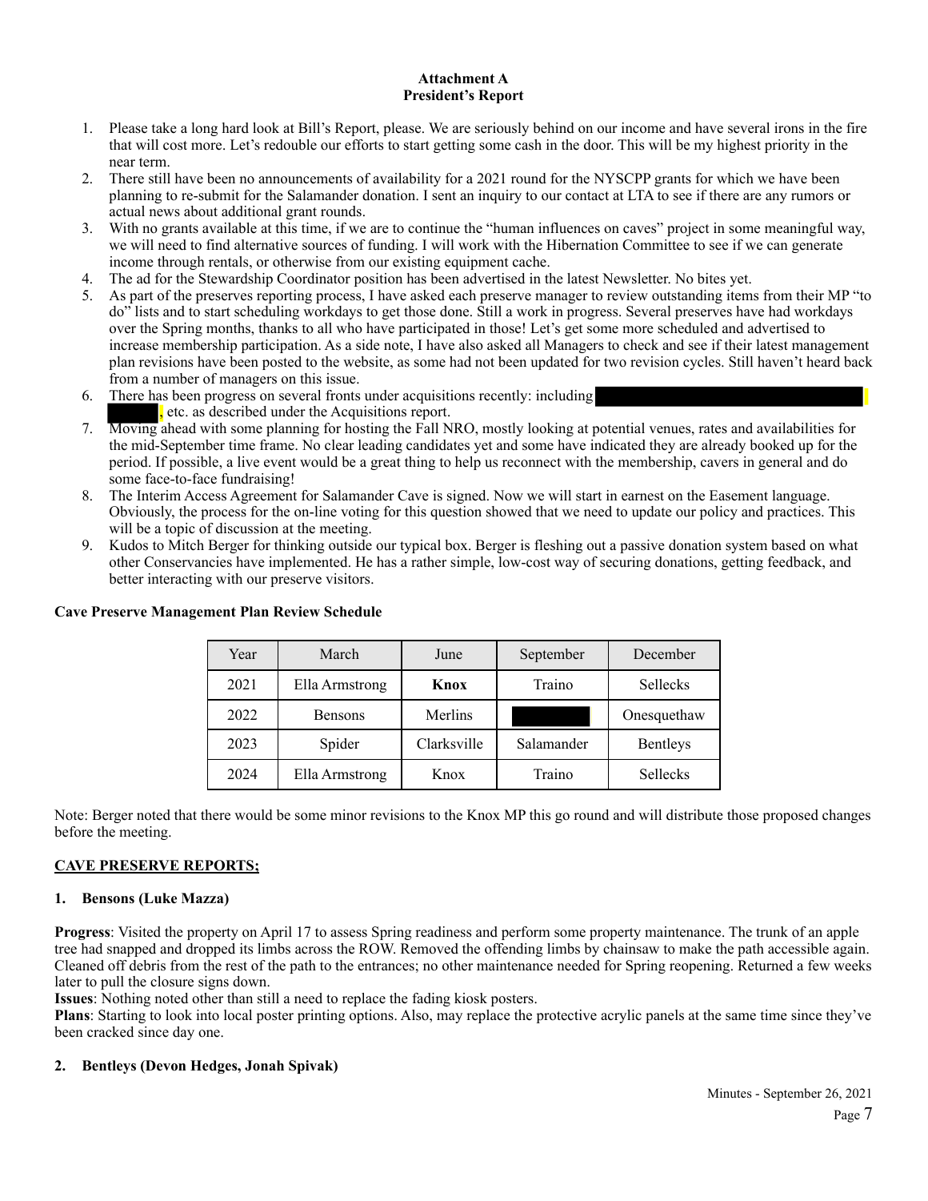**Attachment A**
**President's Report**

1. Please take a long hard look at Bill's Report, please. We are seriously behind on our income and have several irons in the fire that will cost more. Let's redouble our efforts to start getting some cash in the door. This will be my highest priority in the near term.
2. There still have been no announcements of availability for a 2021 round for the NYSCPP grants for which we have been planning to re-submit for the Salamander donation. I sent an inquiry to our contact at LTA to see if there are any rumors or actual news about additional grant rounds.
3. With no grants available at this time, if we are to continue the "human influences on caves" project in some meaningful way, we will need to find alternative sources of funding. I will work with the Hibernation Committee to see if we can generate income through rentals, or otherwise from our existing equipment cache.
4. The ad for the Stewardship Coordinator position has been advertised in the latest Newsletter. No bites yet.
5. As part of the preserves reporting process, I have asked each preserve manager to review outstanding items from their MP "to do" lists and to start scheduling workdays to get those done. Still a work in progress. Several preserves have had workdays over the Spring months, thanks to all who have participated in those! Let's get some more scheduled and advertised to increase membership participation. As a side note, I have also asked all Managers to check and see if their latest management plan revisions have been posted to the website, as some had not been updated for two revision cycles. Still haven't heard back from a number of managers on this issue.
6. There has been progress on several fronts under acquisitions recently: including [REDACTED], etc. as described under the Acquisitions report.
7. Moving ahead with some planning for hosting the Fall NRO, mostly looking at potential venues, rates and availabilities for the mid-September time frame. No clear leading candidates yet and some have indicated they are already booked up for the period. If possible, a live event would be a great thing to help us reconnect with the membership, cavers in general and do some face-to-face fundraising!
8. The Interim Access Agreement for Salamander Cave is signed. Now we will start in earnest on the Easement language. Obviously, the process for the on-line voting for this question showed that we need to update our policy and practices. This will be a topic of discussion at the meeting.
9. Kudos to Mitch Berger for thinking outside our typical box. Berger is fleshing out a passive donation system based on what other Conservancies have implemented. He has a rather simple, low-cost way of securing donations, getting feedback, and better interacting with our preserve visitors.

**Cave Preserve Management Plan Review Schedule**

| Year | March | June | September | December |
|---|---|---|---|---|
| 2021 | Ella Armstrong | **Knox** | Traino | Sellecks |
| 2022 | Bensons | Merlins | [REDACTED] | Onesquethaw |
| 2023 | Spider | Clarksville | Salamander | Bentleys |
| 2024 | Ella Armstrong | Knox | Traino | Sellecks |

Note: Berger noted that there would be some minor revisions to the Knox MP this go round and will distribute those proposed changes before the meeting.

**CAVE PRESERVE REPORTS;**

**1. Bensons (Luke Mazza)**

**Progress**: Visited the property on April 17 to assess Spring readiness and perform some property maintenance. The trunk of an apple tree had snapped and dropped its limbs across the ROW. Removed the offending limbs by chainsaw to make the path accessible again. Cleaned off debris from the rest of the path to the entrances; no other maintenance needed for Spring reopening. Returned a few weeks later to pull the closure signs down.
**Issues**: Nothing noted other than still a need to replace the fading kiosk posters.
**Plans**: Starting to look into local poster printing options. Also, may replace the protective acrylic panels at the same time since they've been cracked since day one.

**2. Bentleys (Devon Hedges, Jonah Spivak)**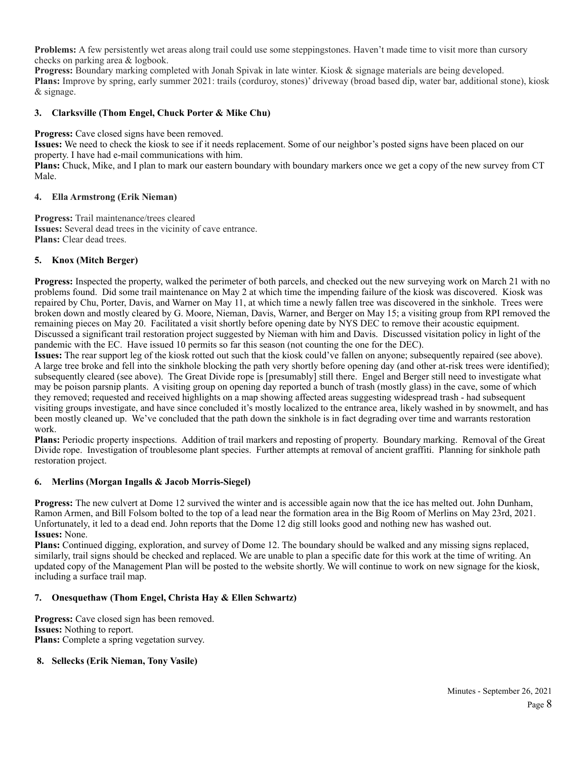**Problems:** A few persistently wet areas along trail could use some steppingstones. Haven't made time to visit more than cursory checks on parking area & logbook.
**Progress:** Boundary marking completed with Jonah Spivak in late winter. Kiosk & signage materials are being developed.
**Plans:** Improve by spring, early summer 2021: trails (corduroy, stones)' driveway (broad based dip, water bar, additional stone), kiosk & signage.

### 3. Clarksville (Thom Engel, Chuck Porter & Mike Chu)

**Progress:** Cave closed signs have been removed.
**Issues:** We need to check the kiosk to see if it needs replacement. Some of our neighbor's posted signs have been placed on our property. I have had e-mail communications with him.
**Plans:** Chuck, Mike, and I plan to mark our eastern boundary with boundary markers once we get a copy of the new survey from CT Male.

### 4. Ella Armstrong (Erik Nieman)

**Progress:** Trail maintenance/trees cleared
**Issues:** Several dead trees in the vicinity of cave entrance.
**Plans:** Clear dead trees.

### 5. Knox (Mitch Berger)

**Progress:** Inspected the property, walked the perimeter of both parcels, and checked out the new surveying work on March 21 with no problems found. Did some trail maintenance on May 2 at which time the impending failure of the kiosk was discovered. Kiosk was repaired by Chu, Porter, Davis, and Warner on May 11, at which time a newly fallen tree was discovered in the sinkhole. Trees were broken down and mostly cleared by G. Moore, Nieman, Davis, Warner, and Berger on May 15; a visiting group from RPI removed the remaining pieces on May 20. Facilitated a visit shortly before opening date by NYS DEC to remove their acoustic equipment. Discussed a significant trail restoration project suggested by Nieman with him and Davis. Discussed visitation policy in light of the pandemic with the EC. Have issued 10 permits so far this season (not counting the one for the DEC).
**Issues:** The rear support leg of the kiosk rotted out such that the kiosk could've fallen on anyone; subsequently repaired (see above). A large tree broke and fell into the sinkhole blocking the path very shortly before opening day (and other at-risk trees were identified); subsequently cleared (see above). The Great Divide rope is [presumably] still there. Engel and Berger still need to investigate what may be poison parsnip plants. A visiting group on opening day reported a bunch of trash (mostly glass) in the cave, some of which they removed; requested and received highlights on a map showing affected areas suggesting widespread trash - had subsequent visiting groups investigate, and have since concluded it's mostly localized to the entrance area, likely washed in by snowmelt, and has been mostly cleaned up. We've concluded that the path down the sinkhole is in fact degrading over time and warrants restoration work.
**Plans:** Periodic property inspections. Addition of trail markers and reposting of property. Boundary marking. Removal of the Great Divide rope. Investigation of troublesome plant species. Further attempts at removal of ancient graffiti. Planning for sinkhole path restoration project.

### 6. Merlins (Morgan Ingalls & Jacob Morris-Siegel)

**Progress:** The new culvert at Dome 12 survived the winter and is accessible again now that the ice has melted out. John Dunham, Ramon Armen, and Bill Folsom bolted to the top of a lead near the formation area in the Big Room of Merlins on May 23rd, 2021. Unfortunately, it led to a dead end. John reports that the Dome 12 dig still looks good and nothing new has washed out.
**Issues:** None.
**Plans:** Continued digging, exploration, and survey of Dome 12. The boundary should be walked and any missing signs replaced, similarly, trail signs should be checked and replaced. We are unable to plan a specific date for this work at the time of writing. An updated copy of the Management Plan will be posted to the website shortly. We will continue to work on new signage for the kiosk, including a surface trail map.

### 7. Onesquethaw (Thom Engel, Christa Hay & Ellen Schwartz)

**Progress:** Cave closed sign has been removed.
**Issues:** Nothing to report.
**Plans:** Complete a spring vegetation survey.

### 8. Sellecks (Erik Nieman, Tony Vasile)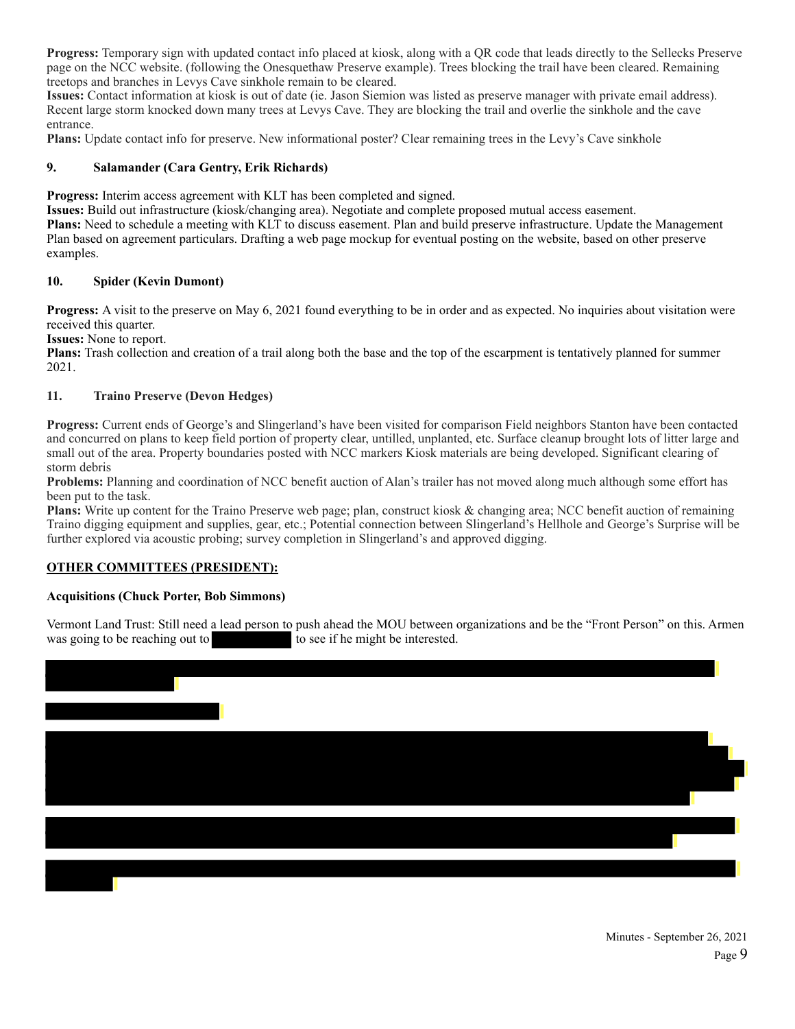**Progress:** Temporary sign with updated contact info placed at kiosk, along with a QR code that leads directly to the Sellecks Preserve page on the NCC website. (following the Onesquethaw Preserve example). Trees blocking the trail have been cleared. Remaining treetops and branches in Levys Cave sinkhole remain to be cleared.
**Issues:** Contact information at kiosk is out of date (ie. Jason Siemion was listed as preserve manager with private email address). Recent large storm knocked down many trees at Levys Cave. They are blocking the trail and overlie the sinkhole and the cave entrance.
**Plans:** Update contact info for preserve. New informational poster? Clear remaining trees in the Levy's Cave sinkhole

### 9. Salamander (Cara Gentry, Erik Richards)

**Progress:** Interim access agreement with KLT has been completed and signed.
**Issues:** Build out infrastructure (kiosk/changing area). Negotiate and complete proposed mutual access easement.
**Plans:** Need to schedule a meeting with KLT to discuss easement. Plan and build preserve infrastructure. Update the Management Plan based on agreement particulars. Drafting a web page mockup for eventual posting on the website, based on other preserve examples.

### 10. Spider (Kevin Dumont)

**Progress:** A visit to the preserve on May 6, 2021 found everything to be in order and as expected. No inquiries about visitation were received this quarter.
**Issues:** None to report.
**Plans:** Trash collection and creation of a trail along both the base and the top of the escarpment is tentatively planned for summer 2021.

### 11. Traino Preserve (Devon Hedges)

**Progress:** Current ends of George's and Slingerland's have been visited for comparison Field neighbors Stanton have been contacted and concurred on plans to keep field portion of property clear, untilled, unplanted, etc. Surface cleanup brought lots of litter large and small out of the area. Property boundaries posted with NCC markers Kiosk materials are being developed. Significant clearing of storm debris
**Problems:** Planning and coordination of NCC benefit auction of Alan's trailer has not moved along much although some effort has been put to the task.
**Plans:** Write up content for the Traino Preserve web page; plan, construct kiosk & changing area; NCC benefit auction of remaining Traino digging equipment and supplies, gear, etc.; Potential connection between Slingerland's Hellhole and George's Surprise will be further explored via acoustic probing; survey completion in Slingerland's and approved digging.

## OTHER COMMITTEES (PRESIDENT):

**Acquisitions (Chuck Porter, Bob Simmons)**

Vermont Land Trust: Still need a lead person to push ahead the MOU between organizations and be the "Front Person" on this. Armen was going to be reaching out to [REDACTED] to see if he might be interested.

[REDACTED]

[REDACTED]

[REDACTED]

[REDACTED]

[REDACTED]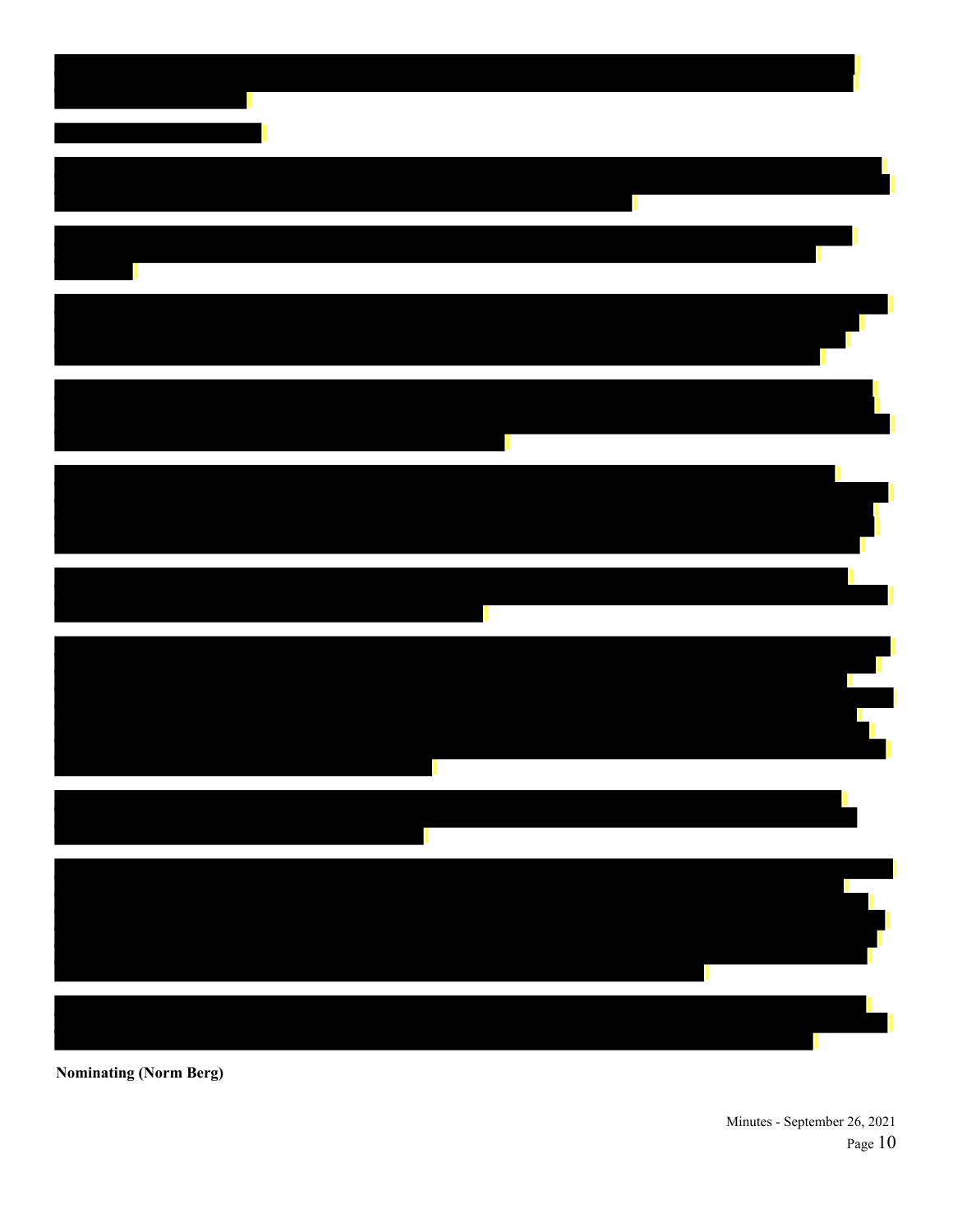**Nominating (Norm Berg)**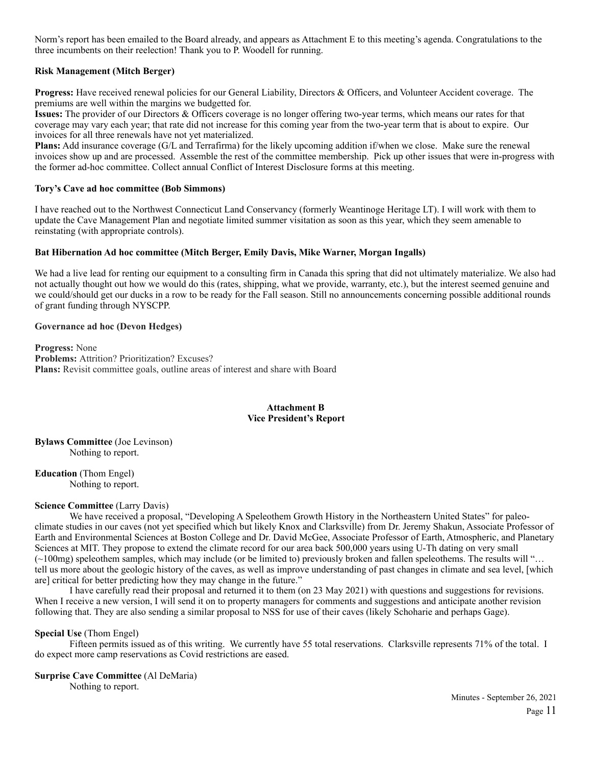Norm's report has been emailed to the Board already, and appears as Attachment E to this meeting's agenda. Congratulations to the three incumbents on their reelection! Thank you to P. Woodell for running.

**Risk Management (Mitch Berger)**

**Progress:** Have received renewal policies for our General Liability, Directors & Officers, and Volunteer Accident coverage. The premiums are well within the margins we budgetted for.
**Issues:** The provider of our Directors & Officers coverage is no longer offering two-year terms, which means our rates for that coverage may vary each year; that rate did not increase for this coming year from the two-year term that is about to expire. Our invoices for all three renewals have not yet materialized.
**Plans:** Add insurance coverage (G/L and Terrafirma) for the likely upcoming addition if/when we close. Make sure the renewal invoices show up and are processed. Assemble the rest of the committee membership. Pick up other issues that were in-progress with the former ad-hoc committee. Collect annual Conflict of Interest Disclosure forms at this meeting.

**Tory's Cave ad hoc committee (Bob Simmons)**

I have reached out to the Northwest Connecticut Land Conservancy (formerly Weantinoge Heritage LT). I will work with them to update the Cave Management Plan and negotiate limited summer visitation as soon as this year, which they seem amenable to reinstating (with appropriate controls).

**Bat Hibernation Ad hoc committee (Mitch Berger, Emily Davis, Mike Warner, Morgan Ingalls)**

We had a live lead for renting our equipment to a consulting firm in Canada this spring that did not ultimately materialize. We also had not actually thought out how we would do this (rates, shipping, what we provide, warranty, etc.), but the interest seemed genuine and we could/should get our ducks in a row to be ready for the Fall season. Still no announcements concerning possible additional rounds of grant funding through NYSCPP.

**Governance ad hoc (Devon Hedges)**

**Progress:** None
**Problems:** Attrition? Prioritization? Excuses?
**Plans:** Revisit committee goals, outline areas of interest and share with Board

## Attachment B
## Vice President's Report

**Bylaws Committee** (Joe Levinson)
Nothing to report.

**Education** (Thom Engel)
Nothing to report.

**Science Committee** (Larry Davis)

We have received a proposal, "Developing A Speleothem Growth History in the Northeastern United States" for paleo-climate studies in our caves (not yet specified which but likely Knox and Clarksville) from Dr. Jeremy Shakun, Associate Professor of Earth and Environmental Sciences at Boston College and Dr. David McGee, Associate Professor of Earth, Atmospheric, and Planetary Sciences at MIT. They propose to extend the climate record for our area back 500,000 years using U-Th dating on very small (~100mg) speleothem samples, which may include (or be limited to) previously broken and fallen speleothems. The results will "… tell us more about the geologic history of the caves, as well as improve understanding of past changes in climate and sea level, [which are] critical for better predicting how they may change in the future."

I have carefully read their proposal and returned it to them (on 23 May 2021) with questions and suggestions for revisions. When I receive a new version, I will send it on to property managers for comments and suggestions and anticipate another revision following that. They are also sending a similar proposal to NSS for use of their caves (likely Schoharie and perhaps Gage).

**Special Use** (Thom Engel)

Fifteen permits issued as of this writing. We currently have 55 total reservations. Clarksville represents 71% of the total. I do expect more camp reservations as Covid restrictions are eased.

**Surprise Cave Committee** (Al DeMaria)
Nothing to report.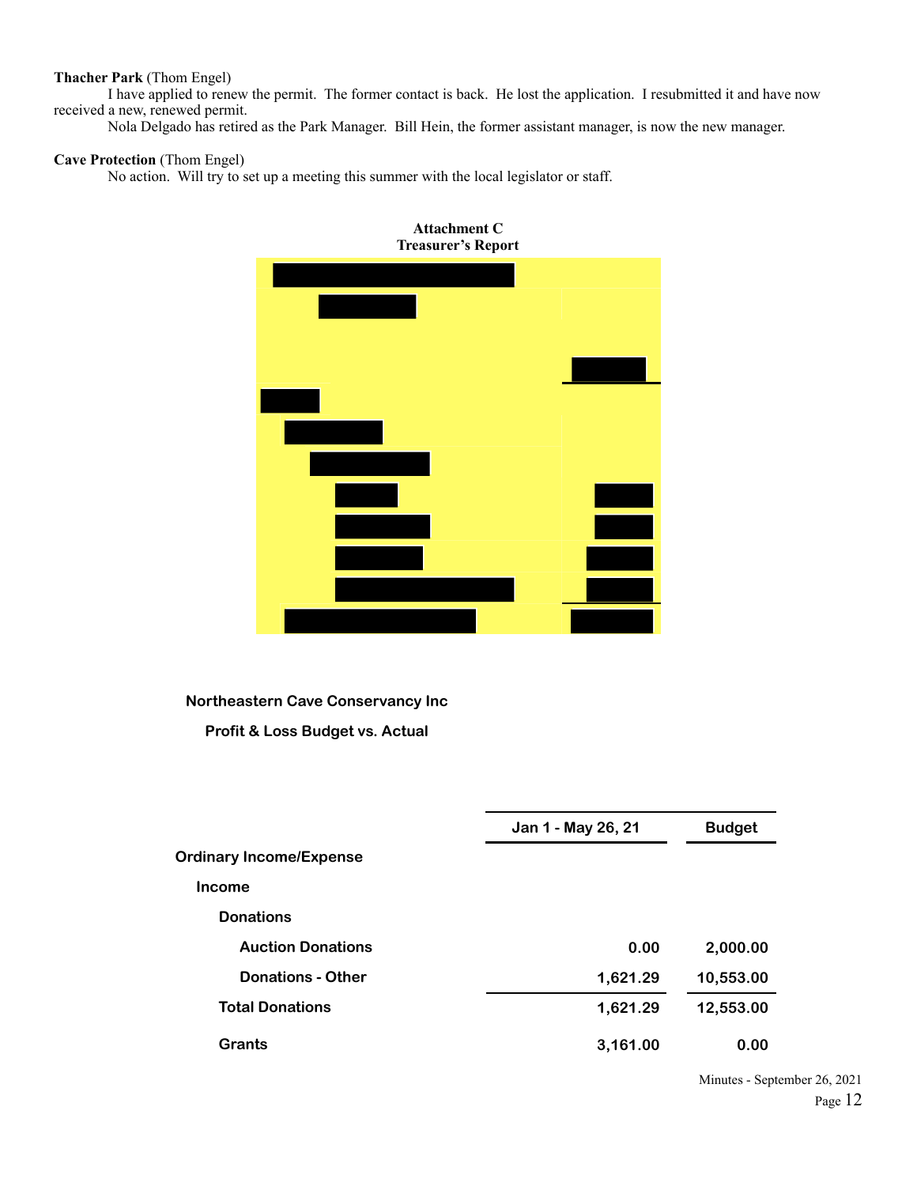**Thacher Park** (Thom Engel)

I have applied to renew the permit. The former contact is back. He lost the application. I resubmitted it and have now received a new, renewed permit.

Nola Delgado has retired as the Park Manager. Bill Hein, the former assistant manager, is now the new manager.

**Cave Protection** (Thom Engel)

No action. Will try to set up a meeting this summer with the local legislator or staff.

## Attachment C
## Treasurer's Report

**Northeastern Cave Conservancy Inc**

**Profit & Loss Budget vs. Actual**

| | Jan 1 - May 26, 21 | Budget |
|---|---|---|
| **Ordinary Income/Expense** | | |
| **Income** | | |
| **Donations** | | |
| **Auction Donations** | 0.00 | 2,000.00 |
| **Donations - Other** | 1,621.29 | 10,553.00 |
| **Total Donations** | 1,621.29 | 12,553.00 |
| **Grants** | 3,161.00 | 0.00 |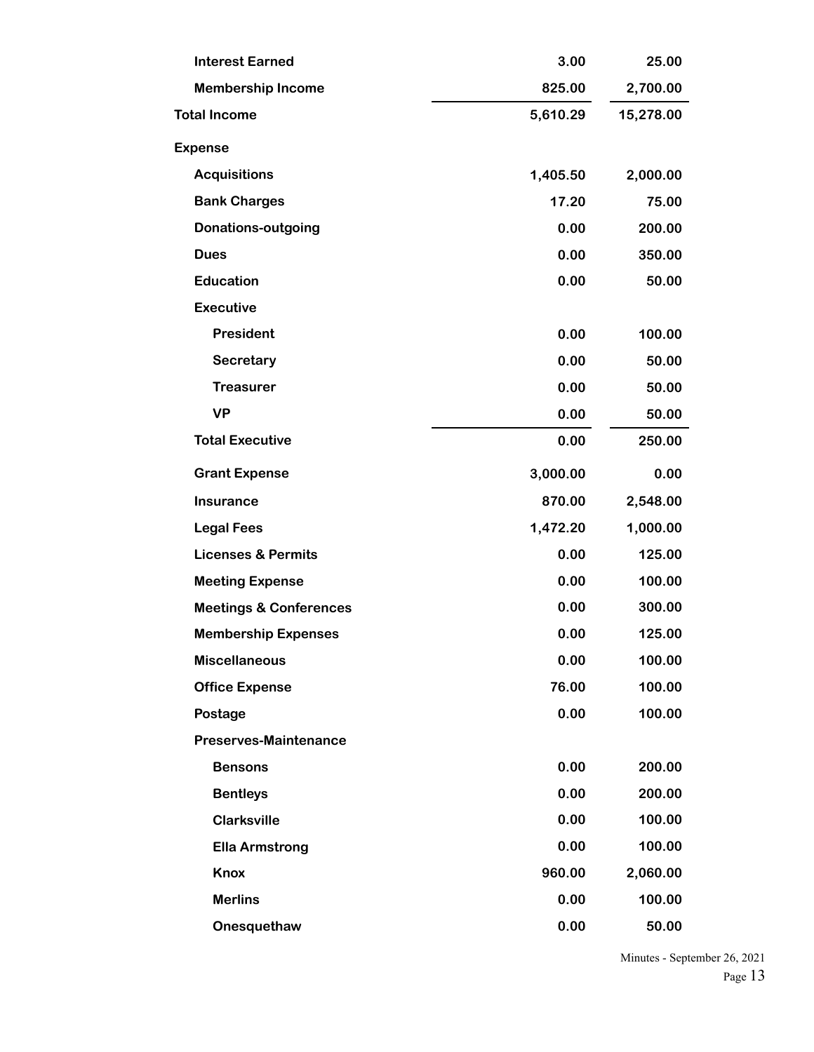| | | |
|---|---:|---:|
| Interest Earned | 3.00 | 25.00 |
| Membership Income | 825.00 | 2,700.00 |
| **Total Income** | **5,610.29** | **15,278.00** |
| **Expense** | | |
| Acquisitions | 1,405.50 | 2,000.00 |
| Bank Charges | 17.20 | 75.00 |
| Donations-outgoing | 0.00 | 200.00 |
| Dues | 0.00 | 350.00 |
| Education | 0.00 | 50.00 |
| Executive | | |
| President | 0.00 | 100.00 |
| Secretary | 0.00 | 50.00 |
| Treasurer | 0.00 | 50.00 |
| VP | 0.00 | 50.00 |
| Total Executive | 0.00 | 250.00 |
| Grant Expense | 3,000.00 | 0.00 |
| Insurance | 870.00 | 2,548.00 |
| Legal Fees | 1,472.20 | 1,000.00 |
| Licenses & Permits | 0.00 | 125.00 |
| Meeting Expense | 0.00 | 100.00 |
| Meetings & Conferences | 0.00 | 300.00 |
| Membership Expenses | 0.00 | 125.00 |
| Miscellaneous | 0.00 | 100.00 |
| Office Expense | 76.00 | 100.00 |
| Postage | 0.00 | 100.00 |
| Preserves-Maintenance | | |
| Bensons | 0.00 | 200.00 |
| Bentleys | 0.00 | 200.00 |
| Clarksville | 0.00 | 100.00 |
| Ella Armstrong | 0.00 | 100.00 |
| Knox | 960.00 | 2,060.00 |
| Merlins | 0.00 | 100.00 |
| Onesquethaw | 0.00 | 50.00 |

Minutes - September 26, 2021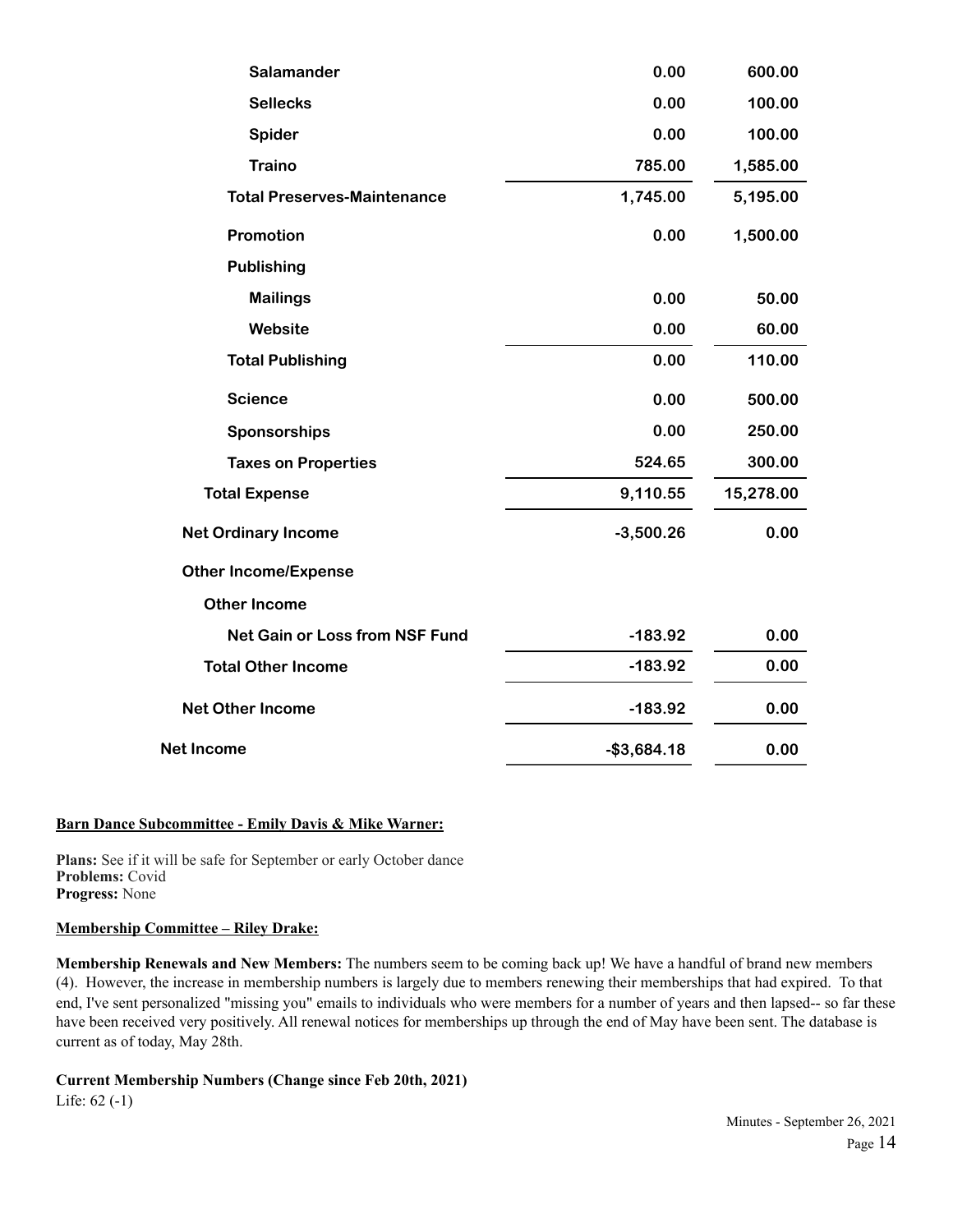| | | |
|---|---|---|
| Salamander | 0.00 | 600.00 |
| Sellecks | 0.00 | 100.00 |
| Spider | 0.00 | 100.00 |
| Traino | 785.00 | 1,585.00 |
| Total Preserves-Maintenance | 1,745.00 | 5,195.00 |
| Promotion | 0.00 | 1,500.00 |
| Publishing | | |
| Mailings | 0.00 | 50.00 |
| Website | 0.00 | 60.00 |
| Total Publishing | 0.00 | 110.00 |
| Science | 0.00 | 500.00 |
| Sponsorships | 0.00 | 250.00 |
| Taxes on Properties | 524.65 | 300.00 |
| Total Expense | 9,110.55 | 15,278.00 |
| Net Ordinary Income | -3,500.26 | 0.00 |
| Other Income/Expense | | |
| Other Income | | |
| Net Gain or Loss from NSF Fund | -183.92 | 0.00 |
| Total Other Income | -183.92 | 0.00 |
| Net Other Income | -183.92 | 0.00 |
| Net Income | -$3,684.18 | 0.00 |

**Barn Dance Subcommittee - Emily Davis & Mike Warner:**

**Plans:** See if it will be safe for September or early October dance
**Problems:** Covid
**Progress:** None

**Membership Committee – Riley Drake:**

**Membership Renewals and New Members:** The numbers seem to be coming back up! We have a handful of brand new members (4). However, the increase in membership numbers is largely due to members renewing their memberships that had expired. To that end, I've sent personalized "missing you" emails to individuals who were members for a number of years and then lapsed-- so far these have been received very positively. All renewal notices for memberships up through the end of May have been sent. The database is current as of today, May 28th.

**Current Membership Numbers (Change since Feb 20th, 2021)**
Life: 62 (-1)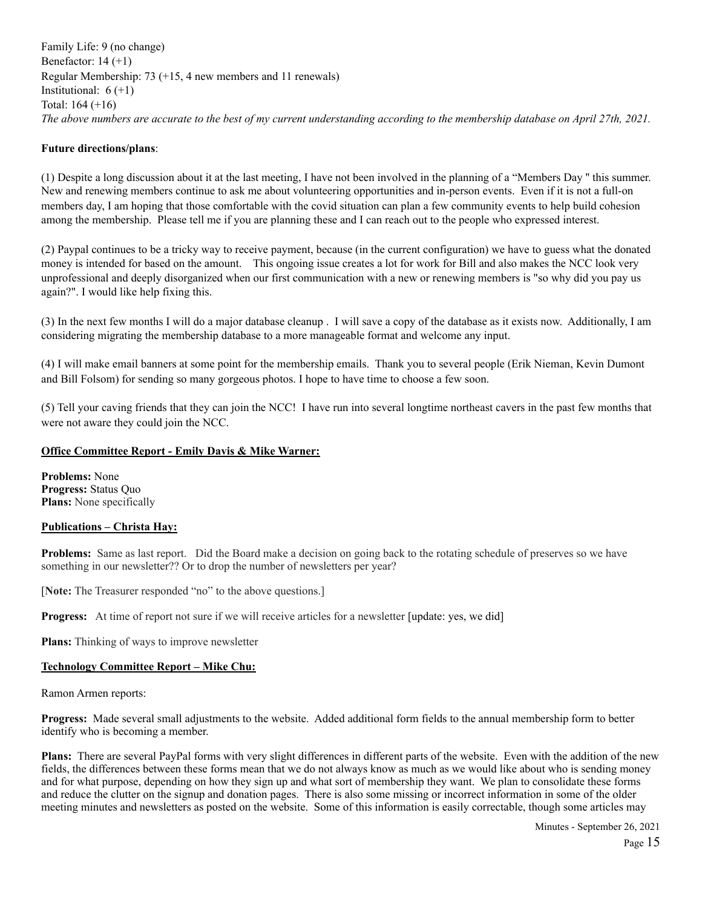Family Life: 9 (no change)
Benefactor: 14 (+1)
Regular Membership: 73 (+15, 4 new members and 11 renewals)
Institutional: 6 (+1)
Total: 164 (+16)
*The above numbers are accurate to the best of my current understanding according to the membership database on April 27th, 2021.*

**Future directions/plans**:

(1) Despite a long discussion about it at the last meeting, I have not been involved in the planning of a "Members Day " this summer. New and renewing members continue to ask me about volunteering opportunities and in-person events. Even if it is not a full-on members day, I am hoping that those comfortable with the covid situation can plan a few community events to help build cohesion among the membership. Please tell me if you are planning these and I can reach out to the people who expressed interest.

(2) Paypal continues to be a tricky way to receive payment, because (in the current configuration) we have to guess what the donated money is intended for based on the amount. This ongoing issue creates a lot for work for Bill and also makes the NCC look very unprofessional and deeply disorganized when our first communication with a new or renewing members is "so why did you pay us again?". I would like help fixing this.

(3) In the next few months I will do a major database cleanup . I will save a copy of the database as it exists now. Additionally, I am considering migrating the membership database to a more manageable format and welcome any input.

(4) I will make email banners at some point for the membership emails. Thank you to several people (Erik Nieman, Kevin Dumont and Bill Folsom) for sending so many gorgeous photos. I hope to have time to choose a few soon.

(5) Tell your caving friends that they can join the NCC! I have run into several longtime northeast cavers in the past few months that were not aware they could join the NCC.

**Office Committee Report - Emily Davis & Mike Warner:**

**Problems:** None
**Progress:** Status Quo
**Plans:** None specifically

**Publications – Christa Hay:**

**Problems:** Same as last report. Did the Board make a decision on going back to the rotating schedule of preserves so we have something in our newsletter?? Or to drop the number of newsletters per year?

[**Note:** The Treasurer responded "no" to the above questions.]

**Progress:** At time of report not sure if we will receive articles for a newsletter [update: yes, we did]

**Plans:** Thinking of ways to improve newsletter

**Technology Committee Report – Mike Chu:**

Ramon Armen reports:

**Progress:** Made several small adjustments to the website. Added additional form fields to the annual membership form to better identify who is becoming a member.

**Plans:** There are several PayPal forms with very slight differences in different parts of the website. Even with the addition of the new fields, the differences between these forms mean that we do not always know as much as we would like about who is sending money and for what purpose, depending on how they sign up and what sort of membership they want. We plan to consolidate these forms and reduce the clutter on the signup and donation pages. There is also some missing or incorrect information in some of the older meeting minutes and newsletters as posted on the website. Some of this information is easily correctable, though some articles may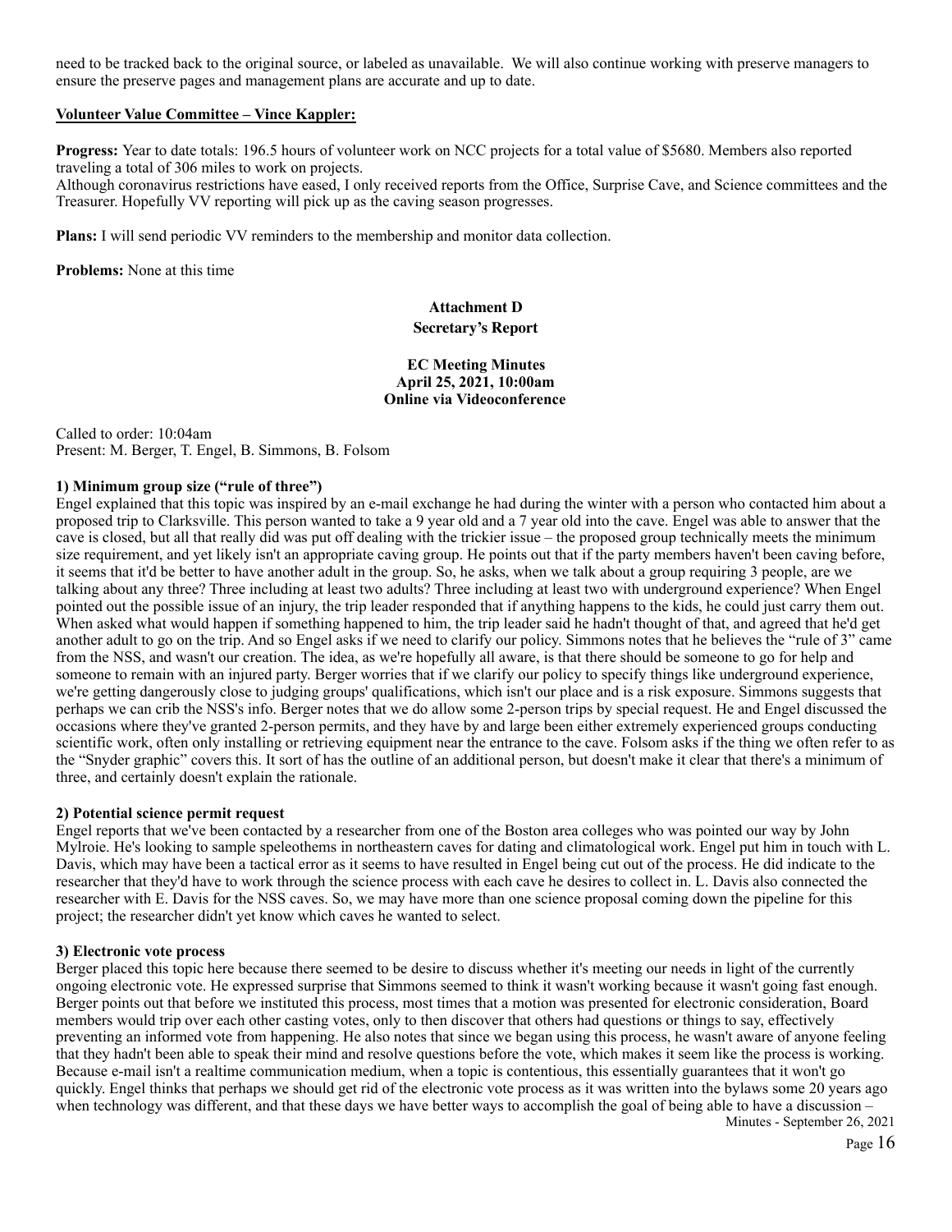need to be tracked back to the original source, or labeled as unavailable. We will also continue working with preserve managers to ensure the preserve pages and management plans are accurate and up to date.

**Volunteer Value Committee – Vince Kappler:**

**Progress:** Year to date totals: 196.5 hours of volunteer work on NCC projects for a total value of $5680. Members also reported traveling a total of 306 miles to work on projects.
Although coronavirus restrictions have eased, I only received reports from the Office, Surprise Cave, and Science committees and the Treasurer. Hopefully VV reporting will pick up as the caving season progresses.

**Plans:** I will send periodic VV reminders to the membership and monitor data collection.

**Problems:** None at this time

## Attachment D
## Secretary's Report

### EC Meeting Minutes
### April 25, 2021, 10:00am
### Online via Videoconference

Called to order: 10:04am
Present: M. Berger, T. Engel, B. Simmons, B. Folsom

**1) Minimum group size ("rule of three")**
Engel explained that this topic was inspired by an e-mail exchange he had during the winter with a person who contacted him about a proposed trip to Clarksville. This person wanted to take a 9 year old and a 7 year old into the cave. Engel was able to answer that the cave is closed, but all that really did was put off dealing with the trickier issue – the proposed group technically meets the minimum size requirement, and yet likely isn't an appropriate caving group. He points out that if the party members haven't been caving before, it seems that it'd be better to have another adult in the group. So, he asks, when we talk about a group requiring 3 people, are we talking about any three? Three including at least two adults? Three including at least two with underground experience? When Engel pointed out the possible issue of an injury, the trip leader responded that if anything happens to the kids, he could just carry them out. When asked what would happen if something happened to him, the trip leader said he hadn't thought of that, and agreed that he'd get another adult to go on the trip. And so Engel asks if we need to clarify our policy. Simmons notes that he believes the "rule of 3" came from the NSS, and wasn't our creation. The idea, as we're hopefully all aware, is that there should be someone to go for help and someone to remain with an injured party. Berger worries that if we clarify our policy to specify things like underground experience, we're getting dangerously close to judging groups' qualifications, which isn't our place and is a risk exposure. Simmons suggests that perhaps we can crib the NSS's info. Berger notes that we do allow some 2-person trips by special request. He and Engel discussed the occasions where they've granted 2-person permits, and they have by and large been either extremely experienced groups conducting scientific work, often only installing or retrieving equipment near the entrance to the cave. Folsom asks if the thing we often refer to as the "Snyder graphic" covers this. It sort of has the outline of an additional person, but doesn't make it clear that there's a minimum of three, and certainly doesn't explain the rationale.

**2) Potential science permit request**
Engel reports that we've been contacted by a researcher from one of the Boston area colleges who was pointed our way by John Mylroie. He's looking to sample speleothems in northeastern caves for dating and climatological work. Engel put him in touch with L. Davis, which may have been a tactical error as it seems to have resulted in Engel being cut out of the process. He did indicate to the researcher that they'd have to work through the science process with each cave he desires to collect in. L. Davis also connected the researcher with E. Davis for the NSS caves. So, we may have more than one science proposal coming down the pipeline for this project; the researcher didn't yet know which caves he wanted to select.

**3) Electronic vote process**
Berger placed this topic here because there seemed to be desire to discuss whether it's meeting our needs in light of the currently ongoing electronic vote. He expressed surprise that Simmons seemed to think it wasn't working because it wasn't going fast enough. Berger points out that before we instituted this process, most times that a motion was presented for electronic consideration, Board members would trip over each other casting votes, only to then discover that others had questions or things to say, effectively preventing an informed vote from happening. He also notes that since we began using this process, he wasn't aware of anyone feeling that they hadn't been able to speak their mind and resolve questions before the vote, which makes it seem like the process is working. Because e-mail isn't a realtime communication medium, when a topic is contentious, this essentially guarantees that it won't go quickly. Engel thinks that perhaps we should get rid of the electronic vote process as it was written into the bylaws some 20 years ago when technology was different, and that these days we have better ways to accomplish the goal of being able to have a discussion –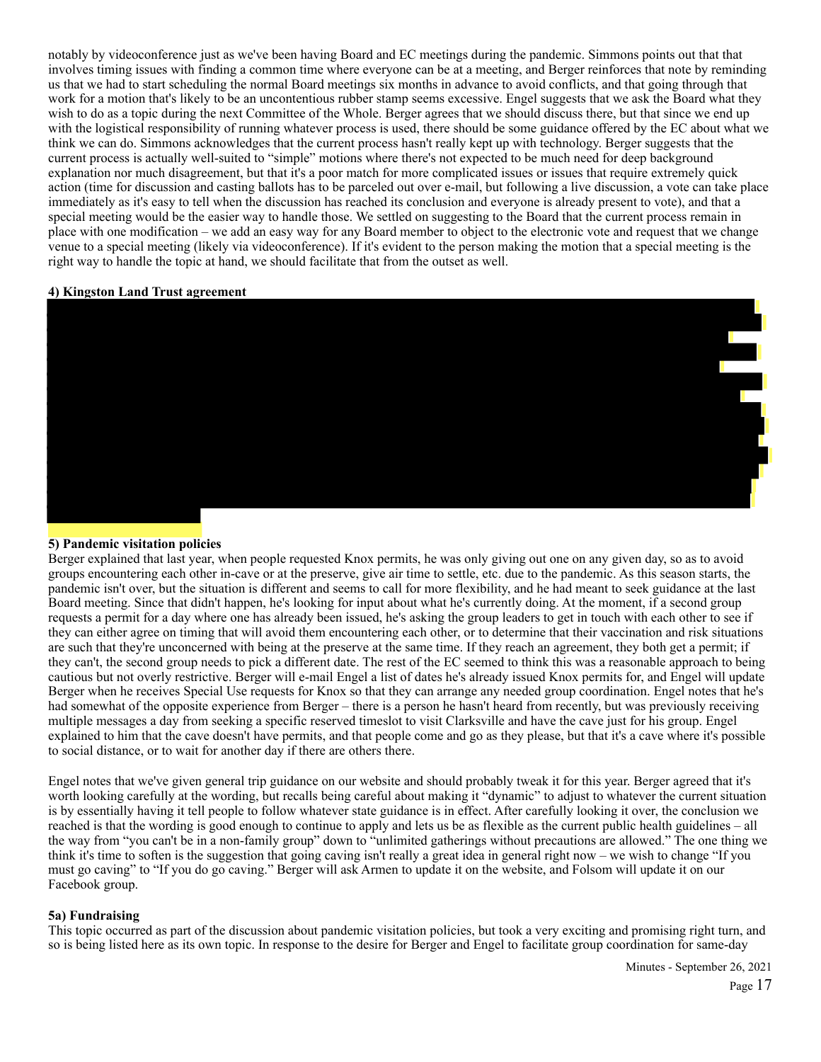notably by videoconference just as we've been having Board and EC meetings during the pandemic. Simmons points out that that involves timing issues with finding a common time where everyone can be at a meeting, and Berger reinforces that note by reminding us that we had to start scheduling the normal Board meetings six months in advance to avoid conflicts, and that going through that work for a motion that's likely to be an uncontentious rubber stamp seems excessive. Engel suggests that we ask the Board what they wish to do as a topic during the next Committee of the Whole. Berger agrees that we should discuss there, but that since we end up with the logistical responsibility of running whatever process is used, there should be some guidance offered by the EC about what we think we can do. Simmons acknowledges that the current process hasn't really kept up with technology. Berger suggests that the current process is actually well-suited to "simple" motions where there's not expected to be much need for deep background explanation nor much disagreement, but that it's a poor match for more complicated issues or issues that require extremely quick action (time for discussion and casting ballots has to be parceled out over e-mail, but following a live discussion, a vote can take place immediately as it's easy to tell when the discussion has reached its conclusion and everyone is already present to vote), and that a special meeting would be the easier way to handle those. We settled on suggesting to the Board that the current process remain in place with one modification – we add an easy way for any Board member to object to the electronic vote and request that we change venue to a special meeting (likely via videoconference). If it's evident to the person making the motion that a special meeting is the right way to handle the topic at hand, we should facilitate that from the outset as well.

**4) Kingston Land Trust agreement**

**5) Pandemic visitation policies**

Berger explained that last year, when people requested Knox permits, he was only giving out one on any given day, so as to avoid groups encountering each other in-cave or at the preserve, give air time to settle, etc. due to the pandemic. As this season starts, the pandemic isn't over, but the situation is different and seems to call for more flexibility, and he had meant to seek guidance at the last Board meeting. Since that didn't happen, he's looking for input about what he's currently doing. At the moment, if a second group requests a permit for a day where one has already been issued, he's asking the group leaders to get in touch with each other to see if they can either agree on timing that will avoid them encountering each other, or to determine that their vaccination and risk situations are such that they're unconcerned with being at the preserve at the same time. If they reach an agreement, they both get a permit; if they can't, the second group needs to pick a different date. The rest of the EC seemed to think this was a reasonable approach to being cautious but not overly restrictive. Berger will e-mail Engel a list of dates he's already issued Knox permits for, and Engel will update Berger when he receives Special Use requests for Knox so that they can arrange any needed group coordination. Engel notes that he's had somewhat of the opposite experience from Berger – there is a person he hasn't heard from recently, but was previously receiving multiple messages a day from seeking a specific reserved timeslot to visit Clarksville and have the cave just for his group. Engel explained to him that the cave doesn't have permits, and that people come and go as they please, but that it's a cave where it's possible to social distance, or to wait for another day if there are others there.

Engel notes that we've given general trip guidance on our website and should probably tweak it for this year. Berger agreed that it's worth looking carefully at the wording, but recalls being careful about making it "dynamic" to adjust to whatever the current situation is by essentially having it tell people to follow whatever state guidance is in effect. After carefully looking it over, the conclusion we reached is that the wording is good enough to continue to apply and lets us be as flexible as the current public health guidelines – all the way from "you can't be in a non-family group" down to "unlimited gatherings without precautions are allowed." The one thing we think it's time to soften is the suggestion that going caving isn't really a great idea in general right now – we wish to change "If you must go caving" to "If you do go caving." Berger will ask Armen to update it on the website, and Folsom will update it on our Facebook group.

**5a) Fundraising**

This topic occurred as part of the discussion about pandemic visitation policies, but took a very exciting and promising right turn, and so is being listed here as its own topic. In response to the desire for Berger and Engel to facilitate group coordination for same-day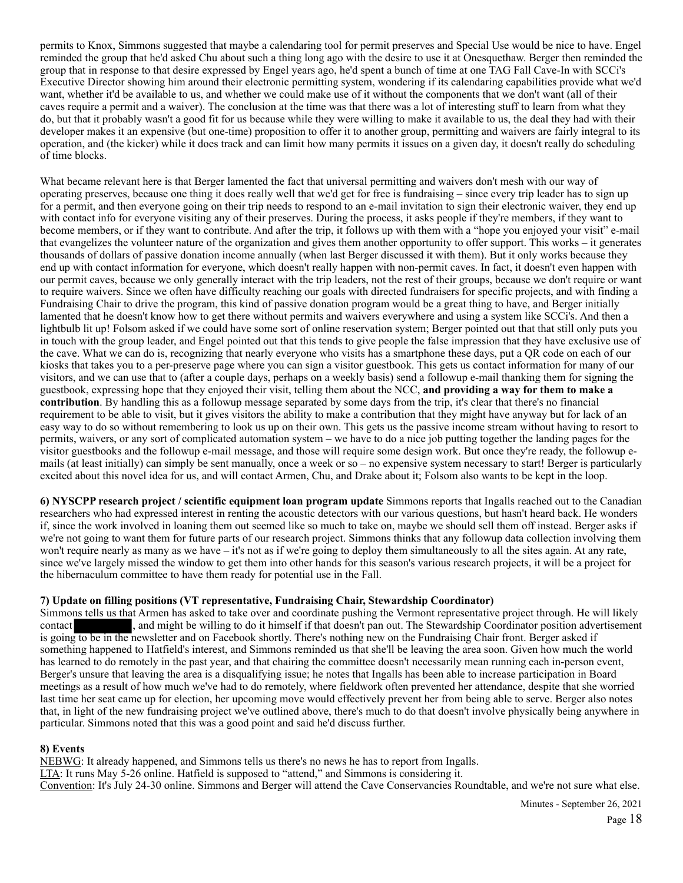permits to Knox, Simmons suggested that maybe a calendaring tool for permit preserves and Special Use would be nice to have. Engel reminded the group that he'd asked Chu about such a thing long ago with the desire to use it at Onesquethaw. Berger then reminded the group that in response to that desire expressed by Engel years ago, he'd spent a bunch of time at one TAG Fall Cave-In with SCCi's Executive Director showing him around their electronic permitting system, wondering if its calendaring capabilities provide what we'd want, whether it'd be available to us, and whether we could make use of it without the components that we don't want (all of their caves require a permit and a waiver). The conclusion at the time was that there was a lot of interesting stuff to learn from what they do, but that it probably wasn't a good fit for us because while they were willing to make it available to us, the deal they had with their developer makes it an expensive (but one-time) proposition to offer it to another group, permitting and waivers are fairly integral to its operation, and (the kicker) while it does track and can limit how many permits it issues on a given day, it doesn't really do scheduling of time blocks.

What became relevant here is that Berger lamented the fact that universal permitting and waivers don't mesh with our way of operating preserves, because one thing it does really well that we'd get for free is fundraising – since every trip leader has to sign up for a permit, and then everyone going on their trip needs to respond to an e-mail invitation to sign their electronic waiver, they end up with contact info for everyone visiting any of their preserves. During the process, it asks people if they're members, if they want to become members, or if they want to contribute. And after the trip, it follows up with them with a "hope you enjoyed your visit" e-mail that evangelizes the volunteer nature of the organization and gives them another opportunity to offer support. This works – it generates thousands of dollars of passive donation income annually (when last Berger discussed it with them). But it only works because they end up with contact information for everyone, which doesn't really happen with non-permit caves. In fact, it doesn't even happen with our permit caves, because we only generally interact with the trip leaders, not the rest of their groups, because we don't require or want to require waivers. Since we often have difficulty reaching our goals with directed fundraisers for specific projects, and with finding a Fundraising Chair to drive the program, this kind of passive donation program would be a great thing to have, and Berger initially lamented that he doesn't know how to get there without permits and waivers everywhere and using a system like SCCi's. And then a lightbulb lit up! Folsom asked if we could have some sort of online reservation system; Berger pointed out that that still only puts you in touch with the group leader, and Engel pointed out that this tends to give people the false impression that they have exclusive use of the cave. What we can do is, recognizing that nearly everyone who visits has a smartphone these days, put a QR code on each of our kiosks that takes you to a per-preserve page where you can sign a visitor guestbook. This gets us contact information for many of our visitors, and we can use that to (after a couple days, perhaps on a weekly basis) send a followup e-mail thanking them for signing the guestbook, expressing hope that they enjoyed their visit, telling them about the NCC, **and providing a way for them to make a contribution**. By handling this as a followup message separated by some days from the trip, it's clear that there's no financial requirement to be able to visit, but it gives visitors the ability to make a contribution that they might have anyway but for lack of an easy way to do so without remembering to look us up on their own. This gets us the passive income stream without having to resort to permits, waivers, or any sort of complicated automation system – we have to do a nice job putting together the landing pages for the visitor guestbooks and the followup e-mail message, and those will require some design work. But once they're ready, the followup e-mails (at least initially) can simply be sent manually, once a week or so – no expensive system necessary to start! Berger is particularly excited about this novel idea for us, and will contact Armen, Chu, and Drake about it; Folsom also wants to be kept in the loop.

**6) NYSCPP research project / scientific equipment loan program update** Simmons reports that Ingalls reached out to the Canadian researchers who had expressed interest in renting the acoustic detectors with our various questions, but hasn't heard back. He wonders if, since the work involved in loaning them out seemed like so much to take on, maybe we should sell them off instead. Berger asks if we're not going to want them for future parts of our research project. Simmons thinks that any followup data collection involving them won't require nearly as many as we have – it's not as if we're going to deploy them simultaneously to all the sites again. At any rate, since we've largely missed the window to get them into other hands for this season's various research projects, it will be a project for the hibernaculum committee to have them ready for potential use in the Fall.

**7) Update on filling positions (VT representative, Fundraising Chair, Stewardship Coordinator)**
Simmons tells us that Armen has asked to take over and coordinate pushing the Vermont representative project through. He will likely contact [REDACTED], and might be willing to do it himself if that doesn't pan out. The Stewardship Coordinator position advertisement is going to be in the newsletter and on Facebook shortly. There's nothing new on the Fundraising Chair front. Berger asked if something happened to Hatfield's interest, and Simmons reminded us that she'll be leaving the area soon. Given how much the world has learned to do remotely in the past year, and that chairing the committee doesn't necessarily mean running each in-person event, Berger's unsure that leaving the area is a disqualifying issue; he notes that Ingalls has been able to increase participation in Board meetings as a result of how much we've had to do remotely, where fieldwork often prevented her attendance, despite that she worried last time her seat came up for election, her upcoming move would effectively prevent her from being able to serve. Berger also notes that, in light of the new fundraising project we've outlined above, there's much to do that doesn't involve physically being anywhere in particular. Simmons noted that this was a good point and said he'd discuss further.

**8) Events**
NEBWG: It already happened, and Simmons tells us there's no news he has to report from Ingalls.
LTA: It runs May 5-26 online. Hatfield is supposed to "attend," and Simmons is considering it.
Convention: It's July 24-30 online. Simmons and Berger will attend the Cave Conservancies Roundtable, and we're not sure what else.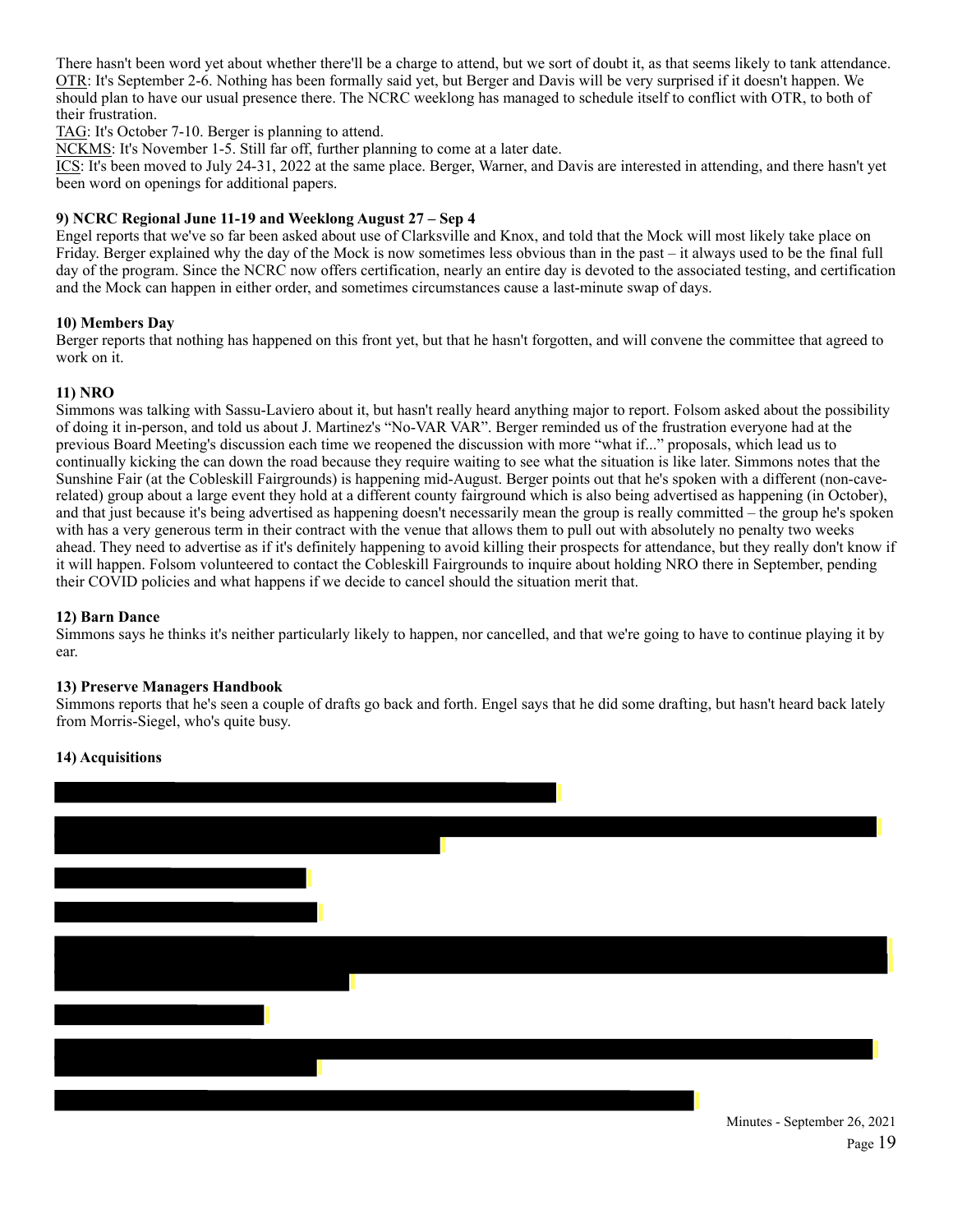There hasn't been word yet about whether there'll be a charge to attend, but we sort of doubt it, as that seems likely to tank attendance.
OTR: It's September 2-6. Nothing has been formally said yet, but Berger and Davis will be very surprised if it doesn't happen. We should plan to have our usual presence there. The NCRC weeklong has managed to schedule itself to conflict with OTR, to both of their frustration.
TAG: It's October 7-10. Berger is planning to attend.
NCKMS: It's November 1-5. Still far off, further planning to come at a later date.
ICS: It's been moved to July 24-31, 2022 at the same place. Berger, Warner, and Davis are interested in attending, and there hasn't yet been word on openings for additional papers.

**9) NCRC Regional June 11-19 and Weeklong August 27 – Sep 4**
Engel reports that we've so far been asked about use of Clarksville and Knox, and told that the Mock will most likely take place on Friday. Berger explained why the day of the Mock is now sometimes less obvious than in the past – it always used to be the final full day of the program. Since the NCRC now offers certification, nearly an entire day is devoted to the associated testing, and certification and the Mock can happen in either order, and sometimes circumstances cause a last-minute swap of days.

**10) Members Day**
Berger reports that nothing has happened on this front yet, but that he hasn't forgotten, and will convene the committee that agreed to work on it.

**11) NRO**
Simmons was talking with Sassu-Laviero about it, but hasn't really heard anything major to report. Folsom asked about the possibility of doing it in-person, and told us about J. Martinez's "No-VAR VAR". Berger reminded us of the frustration everyone had at the previous Board Meeting's discussion each time we reopened the discussion with more "what if..." proposals, which lead us to continually kicking the can down the road because they require waiting to see what the situation is like later. Simmons notes that the Sunshine Fair (at the Cobleskill Fairgrounds) is happening mid-August. Berger points out that he's spoken with a different (non-cave-related) group about a large event they hold at a different county fairground which is also being advertised as happening (in October), and that just because it's being advertised as happening doesn't necessarily mean the group is really committed – the group he's spoken with has a very generous term in their contract with the venue that allows them to pull out with absolutely no penalty two weeks ahead. They need to advertise as if it's definitely happening to avoid killing their prospects for attendance, but they really don't know if it will happen. Folsom volunteered to contact the Cobleskill Fairgrounds to inquire about holding NRO there in September, pending their COVID policies and what happens if we decide to cancel should the situation merit that.

**12) Barn Dance**
Simmons says he thinks it's neither particularly likely to happen, nor cancelled, and that we're going to have to continue playing it by ear.

**13) Preserve Managers Handbook**
Simmons reports that he's seen a couple of drafts go back and forth. Engel says that he did some drafting, but hasn't heard back lately from Morris-Siegel, who's quite busy.

**14) Acquisitions**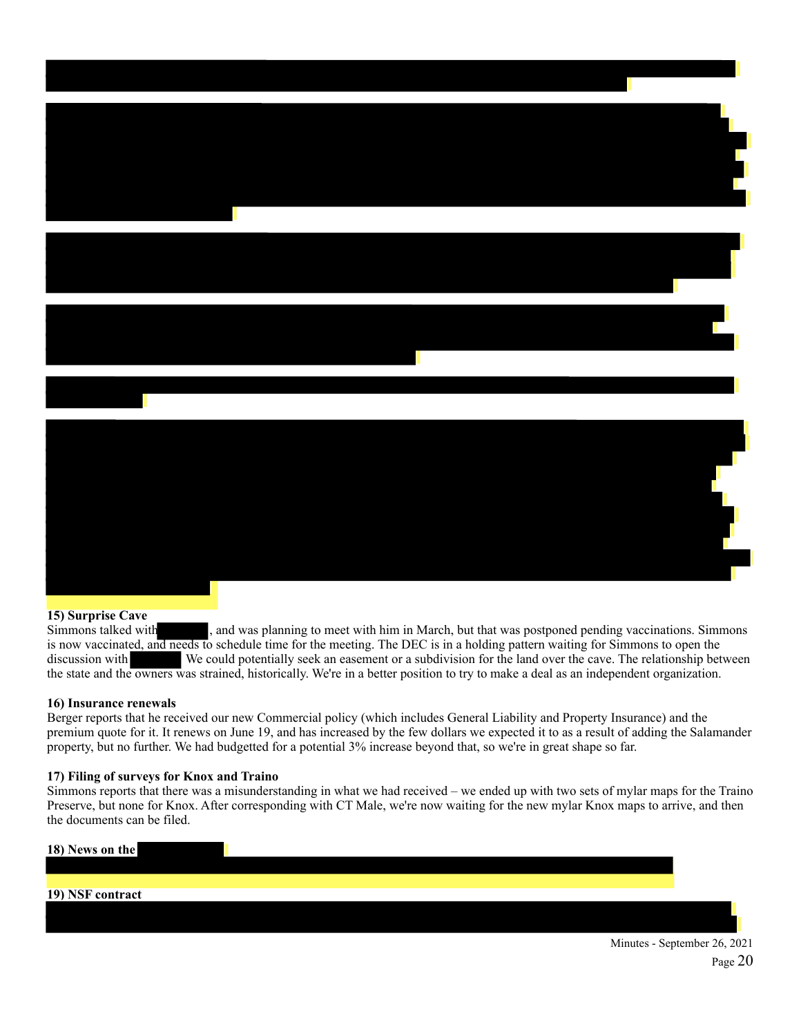**15) Surprise Cave**

Simmons talked with , and was planning to meet with him in March, but that was postponed pending vaccinations. Simmons is now vaccinated, and needs to schedule time for the meeting. The DEC is in a holding pattern waiting for Simmons to open the discussion with  We could potentially seek an easement or a subdivision for the land over the cave. The relationship between the state and the owners was strained, historically. We're in a better position to try to make a deal as an independent organization.

**16) Insurance renewals**

Berger reports that he received our new Commercial policy (which includes General Liability and Property Insurance) and the premium quote for it. It renews on June 19, and has increased by the few dollars we expected it to as a result of adding the Salamander property, but no further. We had budgetted for a potential 3% increase beyond that, so we're in great shape so far.

**17) Filing of surveys for Knox and Traino**

Simmons reports that there was a misunderstanding in what we had received – we ended up with two sets of mylar maps for the Traino Preserve, but none for Knox. After corresponding with CT Male, we're now waiting for the new mylar Knox maps to arrive, and then the documents can be filed.

**18) News on the**

**19) NSF contract**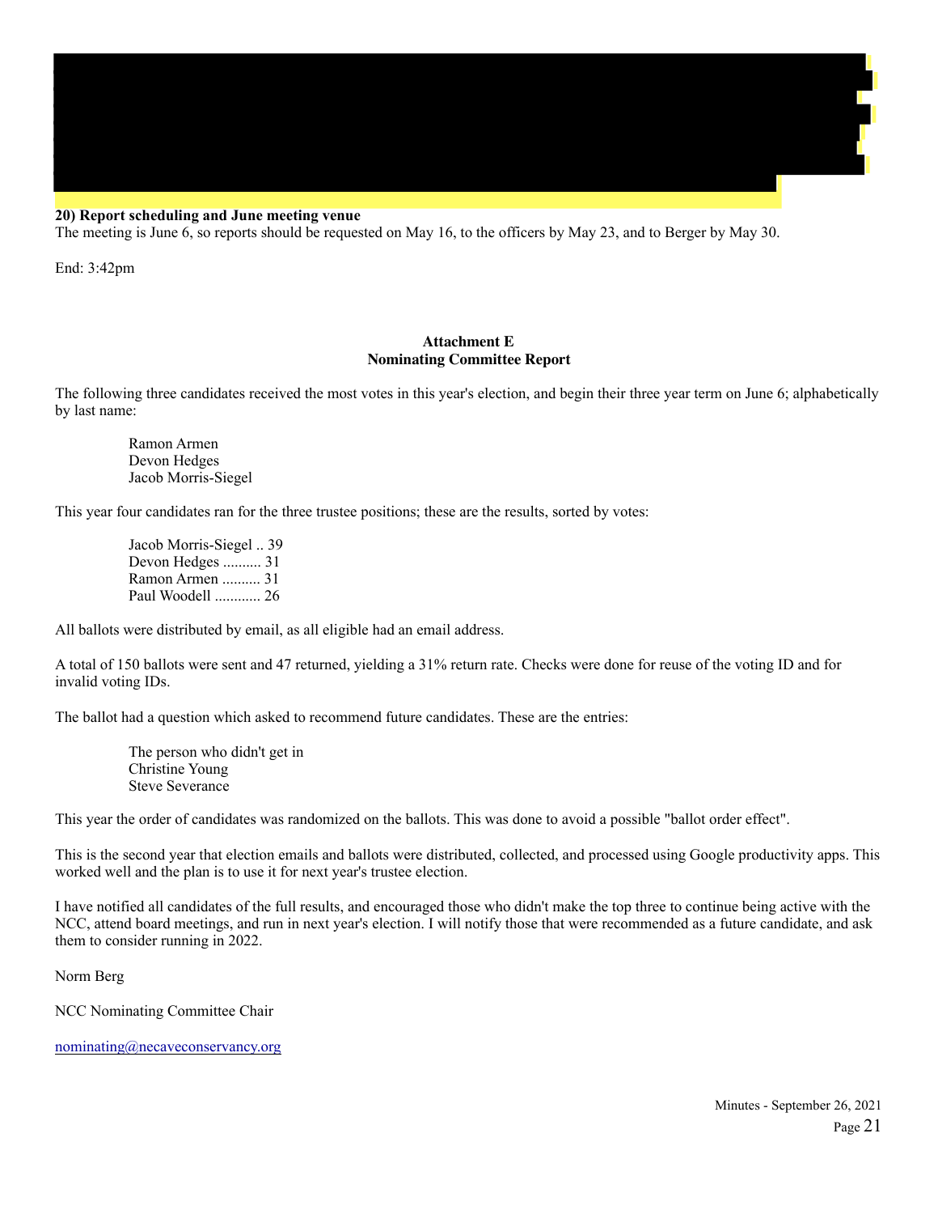**20) Report scheduling and June meeting venue**

The meeting is June 6, so reports should be requested on May 16, to the officers by May 23, and to Berger by May 30.

End: 3:42pm

### Attachment E
### Nominating Committee Report

The following three candidates received the most votes in this year's election, and begin their three year term on June 6; alphabetically by last name:

> Ramon Armen
> Devon Hedges
> Jacob Morris-Siegel

This year four candidates ran for the three trustee positions; these are the results, sorted by votes:

> Jacob Morris-Siegel .. 39
> Devon Hedges .......... 31
> Ramon Armen .......... 31
> Paul Woodell ............ 26

All ballots were distributed by email, as all eligible had an email address.

A total of 150 ballots were sent and 47 returned, yielding a 31% return rate. Checks were done for reuse of the voting ID and for invalid voting IDs.

The ballot had a question which asked to recommend future candidates. These are the entries:

> The person who didn't get in
> Christine Young
> Steve Severance

This year the order of candidates was randomized on the ballots. This was done to avoid a possible "ballot order effect".

This is the second year that election emails and ballots were distributed, collected, and processed using Google productivity apps. This worked well and the plan is to use it for next year's trustee election.

I have notified all candidates of the full results, and encouraged those who didn't make the top three to continue being active with the NCC, attend board meetings, and run in next year's election. I will notify those that were recommended as a future candidate, and ask them to consider running in 2022.

Norm Berg

NCC Nominating Committee Chair

nominating@necaveconservancy.org